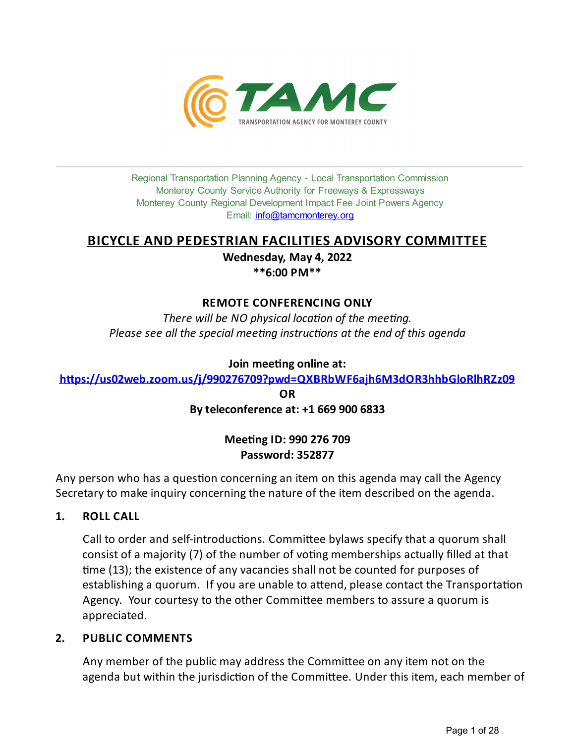TAMC

TRANSPORTATION AGENCY FOR MONTEREY COUNTY

Regional Transportation Planning Agency - Local Transportation Commission
Monterey County Service Authority for Freeways & Expressways
Monterey County Regional Development Impact Fee Joint Powers Agency
Email: info@tamcmonterey.org

# BICYCLE AND PEDESTRIAN FACILITIES ADVISORY COMMITTEE

**Wednesday, May 4, 2022**
****6:00 PM****

**REMOTE CONFERENCING ONLY**

*There will be NO physical location of the meeting.*
*Please see all the special meeting instructions at the end of this agenda*

**Join meeting online at:**
**https://us02web.zoom.us/j/990276709?pwd=QXBRbWF6ajh6M3dOR3hhbGloRlhRZz09**
**OR**
**By teleconference at: +1 669 900 6833**

**Meeting ID: 990 276 709**
**Password: 352877**

Any person who has a question concerning an item on this agenda may call the Agency Secretary to make inquiry concerning the nature of the item described on the agenda.

## 1. ROLL CALL

Call to order and self-introductions. Committee bylaws specify that a quorum shall consist of a majority (7) of the number of voting memberships actually filled at that time (13); the existence of any vacancies shall not be counted for purposes of establishing a quorum. If you are unable to attend, please contact the Transportation Agency. Your courtesy to the other Committee members to assure a quorum is appreciated.

## 2. PUBLIC COMMENTS

Any member of the public may address the Committee on any item not on the agenda but within the jurisdiction of the Committee. Under this item, each member of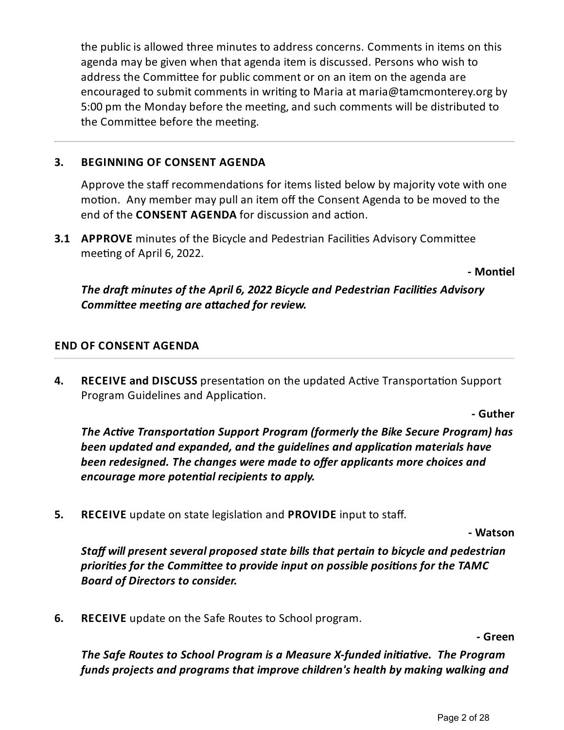the public is allowed three minutes to address concerns. Comments in items on this agenda may be given when that agenda item is discussed. Persons who wish to address the Committee for public comment or on an item on the agenda are encouraged to submit comments in writing to Maria at maria@tamcmonterey.org by 5:00 pm the Monday before the meeting, and such comments will be distributed to the Committee before the meeting.

---

**3. BEGINNING OF CONSENT AGENDA**

Approve the staff recommendations for items listed below by majority vote with one motion. Any member may pull an item off the Consent Agenda to be moved to the end of the **CONSENT AGENDA** for discussion and action.

**3.1 APPROVE** minutes of the Bicycle and Pedestrian Facilities Advisory Committee meeting of April 6, 2022.

**- Montiel**

***The draft minutes of the April 6, 2022 Bicycle and Pedestrian Facilities Advisory Committee meeting are attached for review.***

**END OF CONSENT AGENDA**

---

**4. RECEIVE and DISCUSS** presentation on the updated Active Transportation Support Program Guidelines and Application.

**- Guther**

***The Active Transportation Support Program (formerly the Bike Secure Program) has been updated and expanded, and the guidelines and application materials have been redesigned. The changes were made to offer applicants more choices and encourage more potential recipients to apply.***

**5. RECEIVE** update on state legislation and **PROVIDE** input to staff.

**- Watson**

***Staff will present several proposed state bills that pertain to bicycle and pedestrian priorities for the Committee to provide input on possible positions for the TAMC Board of Directors to consider.***

**6. RECEIVE** update on the Safe Routes to School program.

**- Green**

***The Safe Routes to School Program is a Measure X-funded initiative. The Program funds projects and programs that improve children's health by making walking and***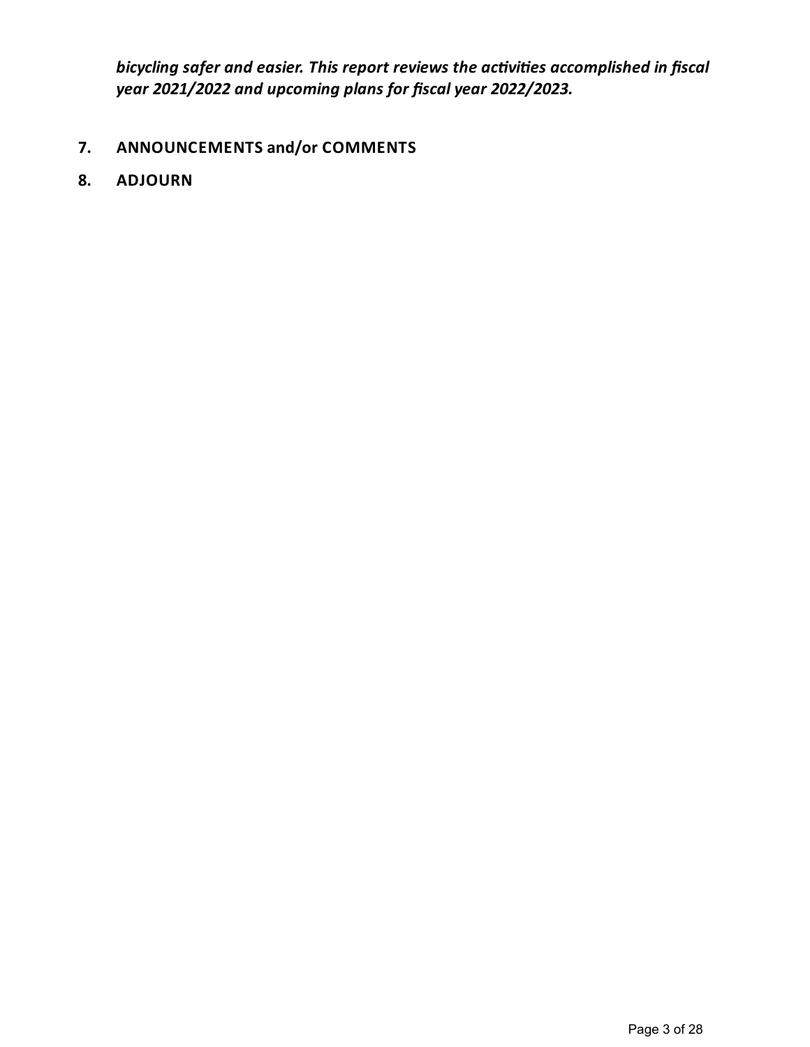***bicycling safer and easier. This report reviews the activities accomplished in fiscal year 2021/2022 and upcoming plans for fiscal year 2022/2023.***

**7. ANNOUNCEMENTS and/or COMMENTS**

**8. ADJOURN**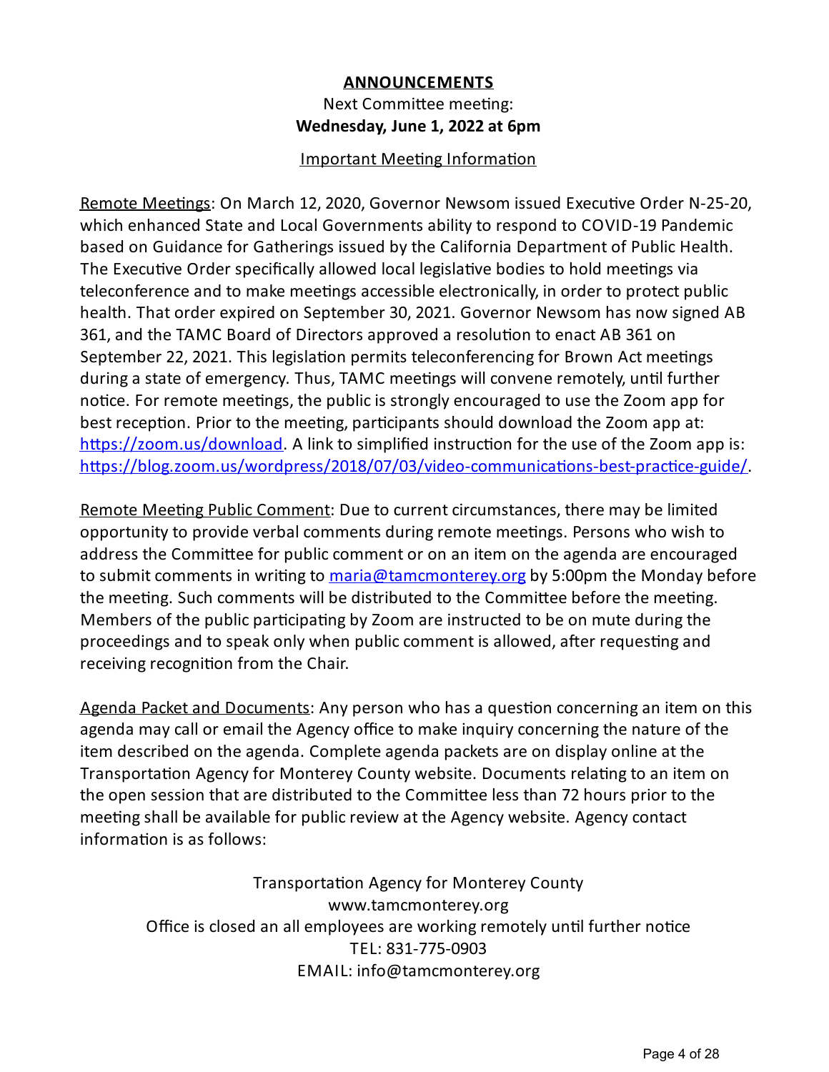## ANNOUNCEMENTS

Next Committee meeting:
**Wednesday, June 1, 2022 at 6pm**

Important Meeting Information

Remote Meetings: On March 12, 2020, Governor Newsom issued Executive Order N-25-20, which enhanced State and Local Governments ability to respond to COVID-19 Pandemic based on Guidance for Gatherings issued by the California Department of Public Health. The Executive Order specifically allowed local legislative bodies to hold meetings via teleconference and to make meetings accessible electronically, in order to protect public health. That order expired on September 30, 2021. Governor Newsom has now signed AB 361, and the TAMC Board of Directors approved a resolution to enact AB 361 on September 22, 2021. This legislation permits teleconferencing for Brown Act meetings during a state of emergency. Thus, TAMC meetings will convene remotely, until further notice. For remote meetings, the public is strongly encouraged to use the Zoom app for best reception. Prior to the meeting, participants should download the Zoom app at: https://zoom.us/download. A link to simplified instruction for the use of the Zoom app is: https://blog.zoom.us/wordpress/2018/07/03/video-communications-best-practice-guide/.

Remote Meeting Public Comment: Due to current circumstances, there may be limited opportunity to provide verbal comments during remote meetings. Persons who wish to address the Committee for public comment or on an item on the agenda are encouraged to submit comments in writing to maria@tamcmonterey.org by 5:00pm the Monday before the meeting. Such comments will be distributed to the Committee before the meeting. Members of the public participating by Zoom are instructed to be on mute during the proceedings and to speak only when public comment is allowed, after requesting and receiving recognition from the Chair.

Agenda Packet and Documents: Any person who has a question concerning an item on this agenda may call or email the Agency office to make inquiry concerning the nature of the item described on the agenda. Complete agenda packets are on display online at the Transportation Agency for Monterey County website. Documents relating to an item on the open session that are distributed to the Committee less than 72 hours prior to the meeting shall be available for public review at the Agency website. Agency contact information is as follows:

Transportation Agency for Monterey County
www.tamcmonterey.org
Office is closed an all employees are working remotely until further notice
TEL: 831-775-0903
EMAIL: info@tamcmonterey.org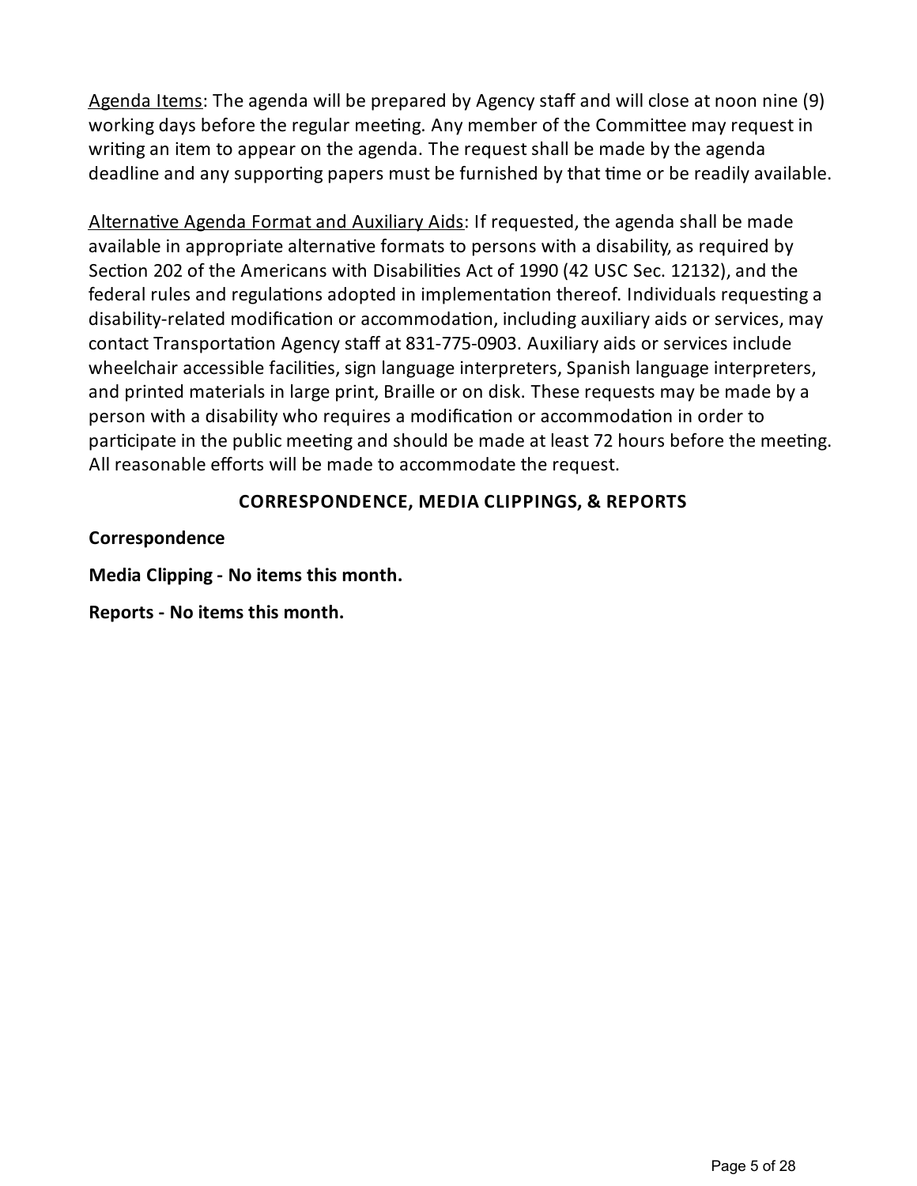Agenda Items: The agenda will be prepared by Agency staff and will close at noon nine (9) working days before the regular meeting. Any member of the Committee may request in writing an item to appear on the agenda. The request shall be made by the agenda deadline and any supporting papers must be furnished by that time or be readily available.

Alternative Agenda Format and Auxiliary Aids: If requested, the agenda shall be made available in appropriate alternative formats to persons with a disability, as required by Section 202 of the Americans with Disabilities Act of 1990 (42 USC Sec. 12132), and the federal rules and regulations adopted in implementation thereof. Individuals requesting a disability-related modification or accommodation, including auxiliary aids or services, may contact Transportation Agency staff at 831-775-0903. Auxiliary aids or services include wheelchair accessible facilities, sign language interpreters, Spanish language interpreters, and printed materials in large print, Braille or on disk. These requests may be made by a person with a disability who requires a modification or accommodation in order to participate in the public meeting and should be made at least 72 hours before the meeting. All reasonable efforts will be made to accommodate the request.

## CORRESPONDENCE, MEDIA CLIPPINGS, & REPORTS

**Correspondence**

**Media Clipping - No items this month.**

**Reports - No items this month.**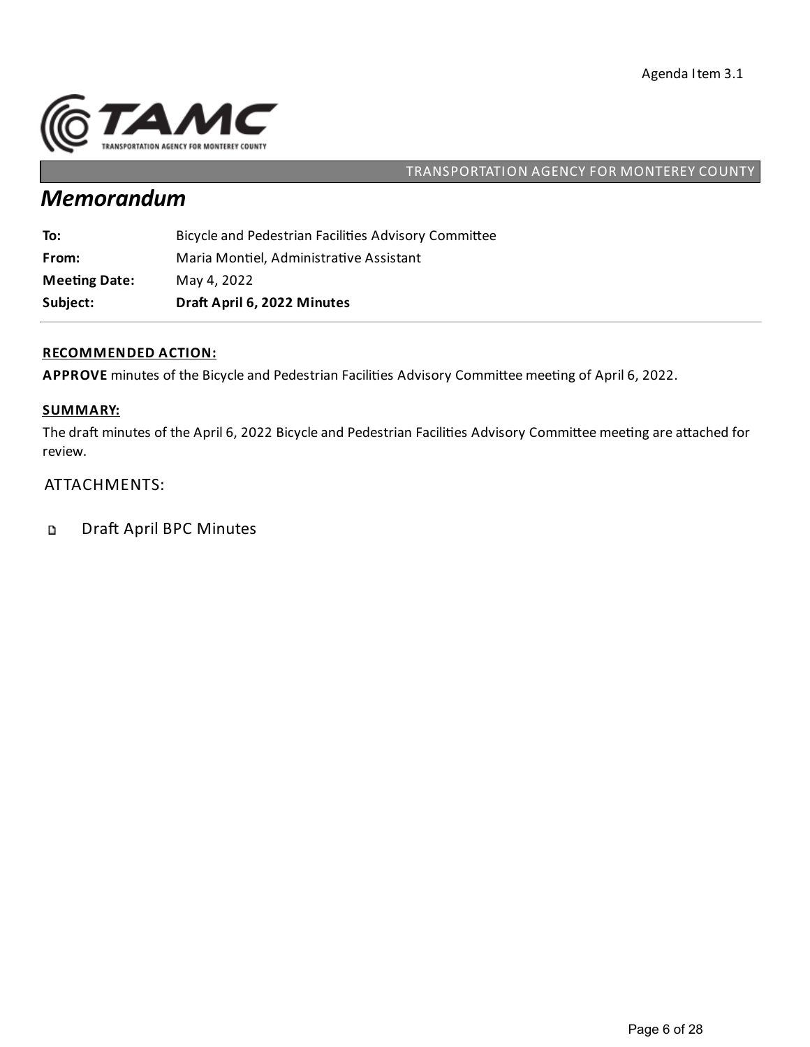Agenda Item 3.1

TAMC
TRANSPORTATION AGENCY FOR MONTEREY COUNTY

TRANSPORTATION AGENCY FOR MONTEREY COUNTY

# *Memorandum*

| | |
|---|---|
| **To:** | Bicycle and Pedestrian Facilities Advisory Committee |
| **From:** | Maria Montiel, Administrative Assistant |
| **Meeting Date:** | May 4, 2022 |
| **Subject:** | **Draft April 6, 2022 Minutes** |

**RECOMMENDED ACTION:**

**APPROVE** minutes of the Bicycle and Pedestrian Facilities Advisory Committee meeting of April 6, 2022.

**SUMMARY:**

The draft minutes of the April 6, 2022 Bicycle and Pedestrian Facilities Advisory Committee meeting are attached for review.

ATTACHMENTS:

- Draft April BPC Minutes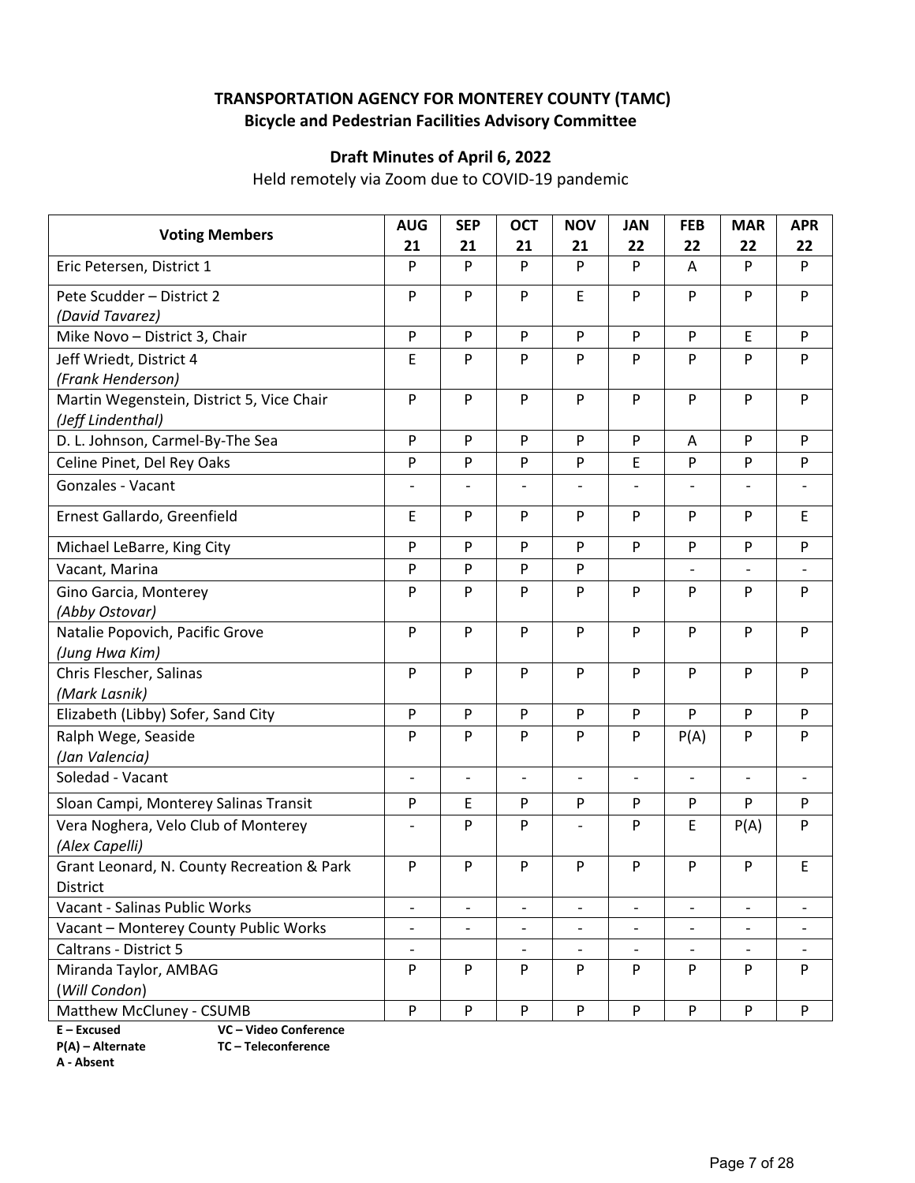**TRANSPORTATION AGENCY FOR MONTEREY COUNTY (TAMC)**
**Bicycle and Pedestrian Facilities Advisory Committee**

**Draft Minutes of April 6, 2022**

Held remotely via Zoom due to COVID-19 pandemic

| Voting Members | AUG 21 | SEP 21 | OCT 21 | NOV 21 | JAN 22 | FEB 22 | MAR 22 | APR 22 |
|---|---|---|---|---|---|---|---|---|
| Eric Petersen, District 1 | P | P | P | P | P | A | P | P |
| Pete Scudder – District 2 *(David Tavarez)* | P | P | P | E | P | P | P | P |
| Mike Novo – District 3, Chair | P | P | P | P | P | P | E | P |
| Jeff Wriedt, District 4 *(Frank Henderson)* | E | P | P | P | P | P | P | P |
| Martin Wegenstein, District 5, Vice Chair *(Jeff Lindenthal)* | P | P | P | P | P | P | P | P |
| D. L. Johnson, Carmel-By-The Sea | P | P | P | P | P | A | P | P |
| Celine Pinet, Del Rey Oaks | P | P | P | P | E | P | P | P |
| Gonzales - Vacant | - | - | - | - | - | - | - | - |
| Ernest Gallardo, Greenfield | E | P | P | P | P | P | P | E |
| Michael LeBarre, King City | P | P | P | P | P | P | P | P |
| Vacant, Marina | P | P | P | P | | - | - | - |
| Gino Garcia, Monterey *(Abby Ostovar)* | P | P | P | P | P | P | P | P |
| Natalie Popovich, Pacific Grove *(Jung Hwa Kim)* | P | P | P | P | P | P | P | P |
| Chris Flescher, Salinas *(Mark Lasnik)* | P | P | P | P | P | P | P | P |
| Elizabeth (Libby) Sofer, Sand City | P | P | P | P | P | P | P | P |
| Ralph Wege, Seaside *(Jan Valencia)* | P | P | P | P | P | P(A) | P | P |
| Soledad - Vacant | - | - | - | - | - | - | - | - |
| Sloan Campi, Monterey Salinas Transit | P | E | P | P | P | P | P | P |
| Vera Noghera, Velo Club of Monterey *(Alex Capelli)* | - | P | P | - | P | E | P(A) | P |
| Grant Leonard, N. County Recreation & Park District | P | P | P | P | P | P | P | E |
| Vacant - Salinas Public Works | - | - | - | - | - | - | - | - |
| Vacant – Monterey County Public Works | - | - | - | - | - | - | - | - |
| Caltrans - District 5 | - | | - | - | - | - | - | - |
| Miranda Taylor, AMBAG (*Will Condon*) | P | P | P | P | P | P | P | P |
| Matthew McCluney - CSUMB | P | P | P | P | P | P | P | P |

**E – Excused** **VC – Video Conference**
**P(A) – Alternate** **TC – Teleconference**
**A - Absent**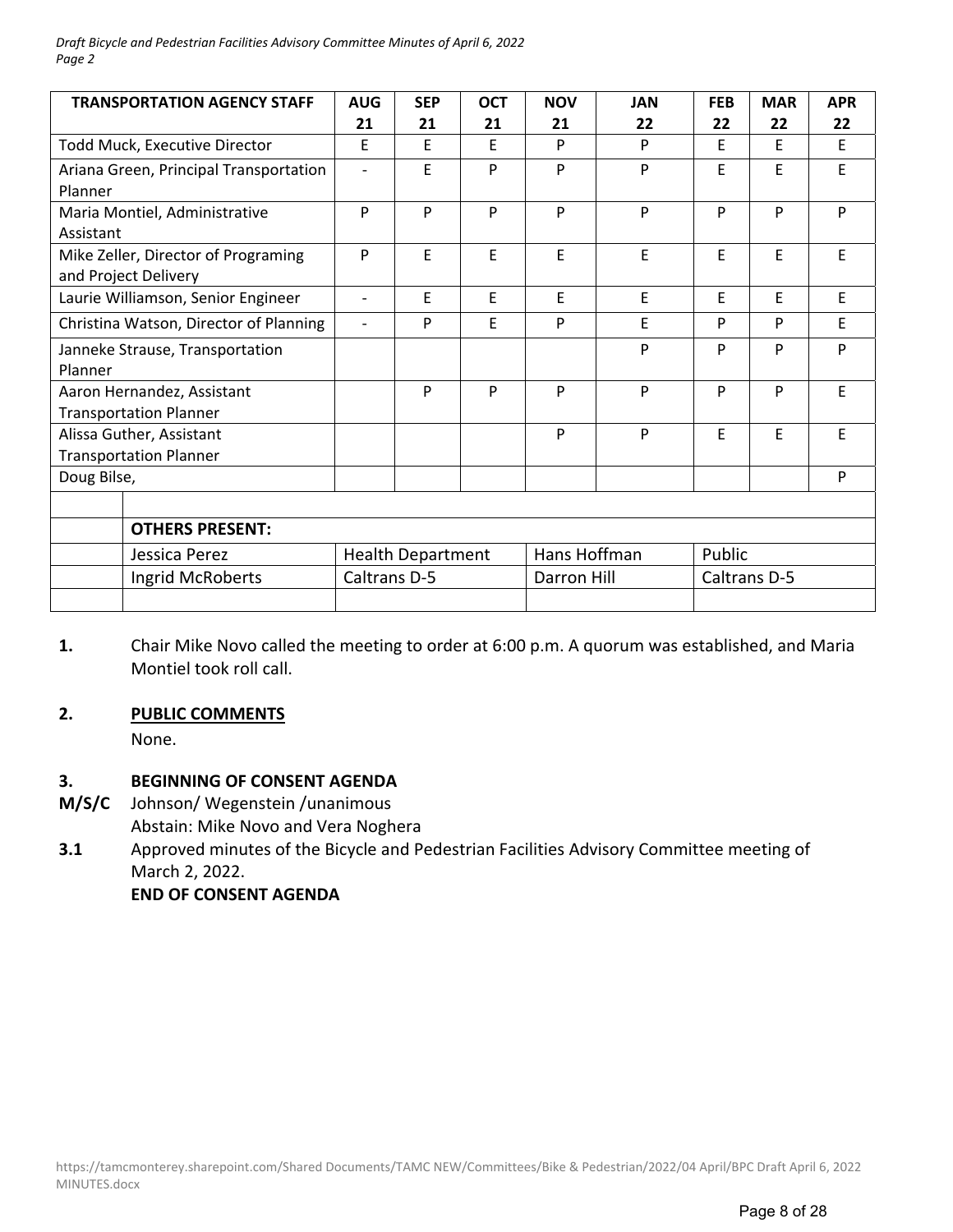| TRANSPORTATION AGENCY STAFF | AUG 21 | SEP 21 | OCT 21 | NOV 21 | JAN 22 | FEB 22 | MAR 22 | APR 22 |
|---|---|---|---|---|---|---|---|---|
| Todd Muck, Executive Director | E | E | E | P | P | E | E | E |
| Ariana Green, Principal Transportation Planner | - | E | P | P | P | E | E | E |
| Maria Montiel, Administrative Assistant | P | P | P | P | P | P | P | P |
| Mike Zeller, Director of Programing and Project Delivery | P | E | E | E | E | E | E | E |
| Laurie Williamson, Senior Engineer | - | E | E | E | E | E | E | E |
| Christina Watson, Director of Planning | - | P | E | P | E | P | P | E |
| Janneke Strause, Transportation Planner | | | | | P | P | P | P |
| Aaron Hernandez, Assistant Transportation Planner | | P | P | P | P | P | P | E |
| Alissa Guther, Assistant Transportation Planner | | | | P | P | E | E | E |
| Doug Bilse, | | | | | | | | P |

| OTHERS PRESENT: | | | |
|---|---|---|---|
| Jessica Perez | Health Department | Hans Hoffman | Public |
| Ingrid McRoberts | Caltrans D-5 | Darron Hill | Caltrans D-5 |

**1.** Chair Mike Novo called the meeting to order at 6:00 p.m. A quorum was established, and Maria Montiel took roll call.

**2. PUBLIC COMMENTS**

None.

**3. BEGINNING OF CONSENT AGENDA**

**M/S/C** Johnson/ Wegenstein /unanimous

Abstain: Mike Novo and Vera Noghera

**3.1** Approved minutes of the Bicycle and Pedestrian Facilities Advisory Committee meeting of March 2, 2022.

**END OF CONSENT AGENDA**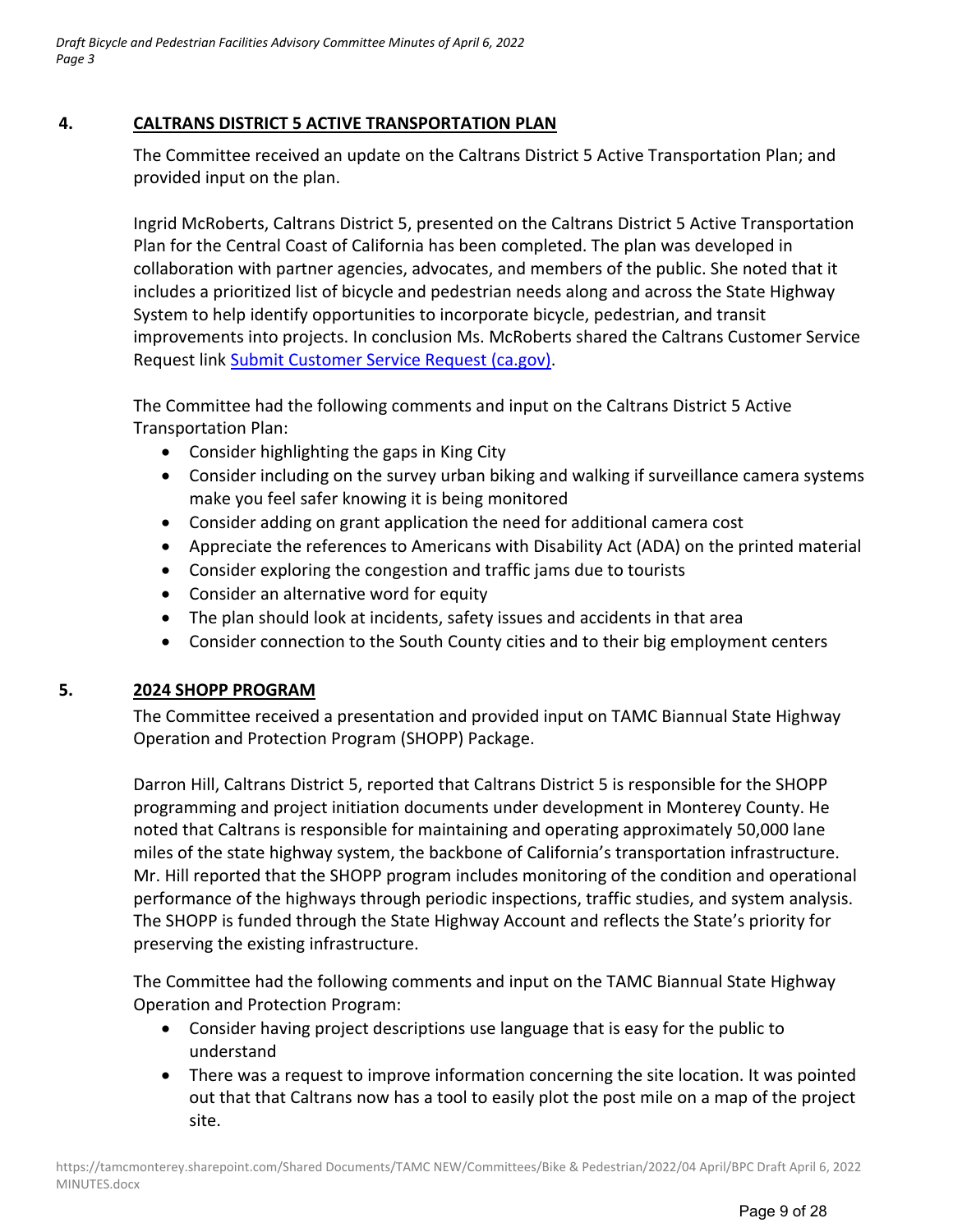## 4. CALTRANS DISTRICT 5 ACTIVE TRANSPORTATION PLAN

The Committee received an update on the Caltrans District 5 Active Transportation Plan; and provided input on the plan.

Ingrid McRoberts, Caltrans District 5, presented on the Caltrans District 5 Active Transportation Plan for the Central Coast of California has been completed. The plan was developed in collaboration with partner agencies, advocates, and members of the public. She noted that it includes a prioritized list of bicycle and pedestrian needs along and across the State Highway System to help identify opportunities to incorporate bicycle, pedestrian, and transit improvements into projects. In conclusion Ms. McRoberts shared the Caltrans Customer Service Request link [Submit Customer Service Request (ca.gov)].

The Committee had the following comments and input on the Caltrans District 5 Active Transportation Plan:

- Consider highlighting the gaps in King City
- Consider including on the survey urban biking and walking if surveillance camera systems make you feel safer knowing it is being monitored
- Consider adding on grant application the need for additional camera cost
- Appreciate the references to Americans with Disability Act (ADA) on the printed material
- Consider exploring the congestion and traffic jams due to tourists
- Consider an alternative word for equity
- The plan should look at incidents, safety issues and accidents in that area
- Consider connection to the South County cities and to their big employment centers

## 5. 2024 SHOPP PROGRAM

The Committee received a presentation and provided input on TAMC Biannual State Highway Operation and Protection Program (SHOPP) Package.

Darron Hill, Caltrans District 5, reported that Caltrans District 5 is responsible for the SHOPP programming and project initiation documents under development in Monterey County. He noted that Caltrans is responsible for maintaining and operating approximately 50,000 lane miles of the state highway system, the backbone of California's transportation infrastructure. Mr. Hill reported that the SHOPP program includes monitoring of the condition and operational performance of the highways through periodic inspections, traffic studies, and system analysis. The SHOPP is funded through the State Highway Account and reflects the State's priority for preserving the existing infrastructure.

The Committee had the following comments and input on the TAMC Biannual State Highway Operation and Protection Program:

- Consider having project descriptions use language that is easy for the public to understand
- There was a request to improve information concerning the site location. It was pointed out that that Caltrans now has a tool to easily plot the post mile on a map of the project site.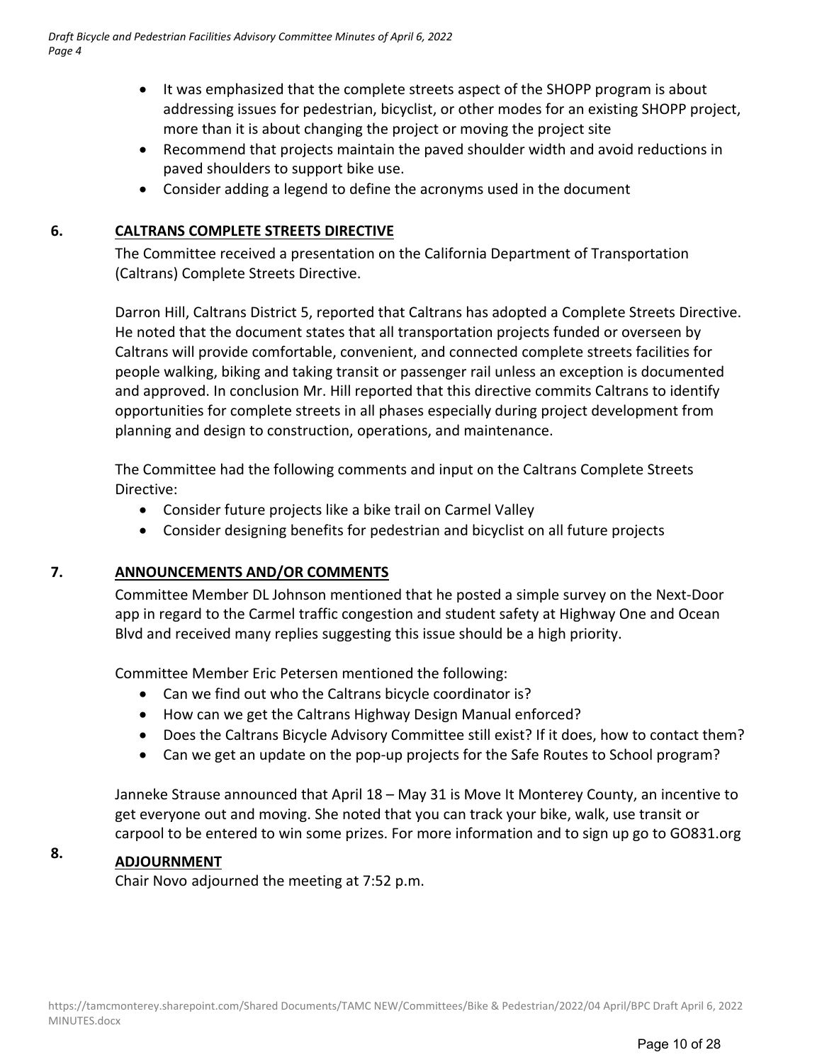- It was emphasized that the complete streets aspect of the SHOPP program is about addressing issues for pedestrian, bicyclist, or other modes for an existing SHOPP project, more than it is about changing the project or moving the project site
- Recommend that projects maintain the paved shoulder width and avoid reductions in paved shoulders to support bike use.
- Consider adding a legend to define the acronyms used in the document

## 6. CALTRANS COMPLETE STREETS DIRECTIVE

The Committee received a presentation on the California Department of Transportation (Caltrans) Complete Streets Directive.

Darron Hill, Caltrans District 5, reported that Caltrans has adopted a Complete Streets Directive. He noted that the document states that all transportation projects funded or overseen by Caltrans will provide comfortable, convenient, and connected complete streets facilities for people walking, biking and taking transit or passenger rail unless an exception is documented and approved. In conclusion Mr. Hill reported that this directive commits Caltrans to identify opportunities for complete streets in all phases especially during project development from planning and design to construction, operations, and maintenance.

The Committee had the following comments and input on the Caltrans Complete Streets Directive:

- Consider future projects like a bike trail on Carmel Valley
- Consider designing benefits for pedestrian and bicyclist on all future projects

## 7. ANNOUNCEMENTS AND/OR COMMENTS

Committee Member DL Johnson mentioned that he posted a simple survey on the Next-Door app in regard to the Carmel traffic congestion and student safety at Highway One and Ocean Blvd and received many replies suggesting this issue should be a high priority.

Committee Member Eric Petersen mentioned the following:

- Can we find out who the Caltrans bicycle coordinator is?
- How can we get the Caltrans Highway Design Manual enforced?
- Does the Caltrans Bicycle Advisory Committee still exist? If it does, how to contact them?
- Can we get an update on the pop-up projects for the Safe Routes to School program?

Janneke Strause announced that April 18 – May 31 is Move It Monterey County, an incentive to get everyone out and moving. She noted that you can track your bike, walk, use transit or carpool to be entered to win some prizes. For more information and to sign up go to GO831.org

## 8. ADJOURNMENT

Chair Novo adjourned the meeting at 7:52 p.m.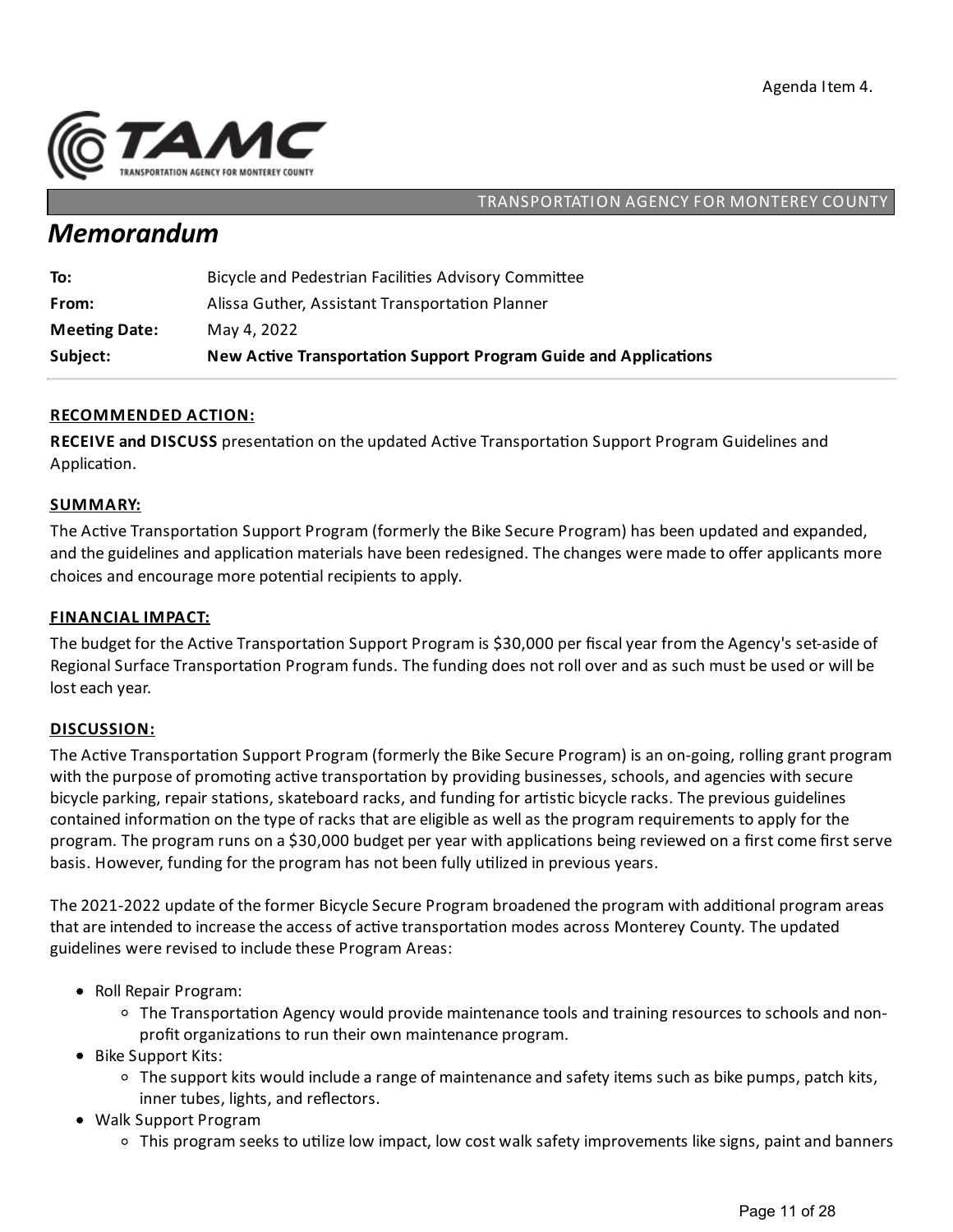Agenda Item 4.

TRANSPORTATION AGENCY FOR MONTEREY COUNTY

# *Memorandum*

| | |
|---|---|
| **To:** | Bicycle and Pedestrian Facilities Advisory Committee |
| **From:** | Alissa Guther, Assistant Transportation Planner |
| **Meeting Date:** | May 4, 2022 |
| **Subject:** | **New Active Transportation Support Program Guide and Applications** |

## RECOMMENDED ACTION:

**RECEIVE and DISCUSS** presentation on the updated Active Transportation Support Program Guidelines and Application.

## SUMMARY:

The Active Transportation Support Program (formerly the Bike Secure Program) has been updated and expanded, and the guidelines and application materials have been redesigned. The changes were made to offer applicants more choices and encourage more potential recipients to apply.

## FINANCIAL IMPACT:

The budget for the Active Transportation Support Program is $30,000 per fiscal year from the Agency's set-aside of Regional Surface Transportation Program funds. The funding does not roll over and as such must be used or will be lost each year.

## DISCUSSION:

The Active Transportation Support Program (formerly the Bike Secure Program) is an on-going, rolling grant program with the purpose of promoting active transportation by providing businesses, schools, and agencies with secure bicycle parking, repair stations, skateboard racks, and funding for artistic bicycle racks. The previous guidelines contained information on the type of racks that are eligible as well as the program requirements to apply for the program. The program runs on a $30,000 budget per year with applications being reviewed on a first come first serve basis. However, funding for the program has not been fully utilized in previous years.

The 2021-2022 update of the former Bicycle Secure Program broadened the program with additional program areas that are intended to increase the access of active transportation modes across Monterey County. The updated guidelines were revised to include these Program Areas:

- Roll Repair Program:
  - The Transportation Agency would provide maintenance tools and training resources to schools and non-profit organizations to run their own maintenance program.
- Bike Support Kits:
  - The support kits would include a range of maintenance and safety items such as bike pumps, patch kits, inner tubes, lights, and reflectors.
- Walk Support Program
  - This program seeks to utilize low impact, low cost walk safety improvements like signs, paint and banners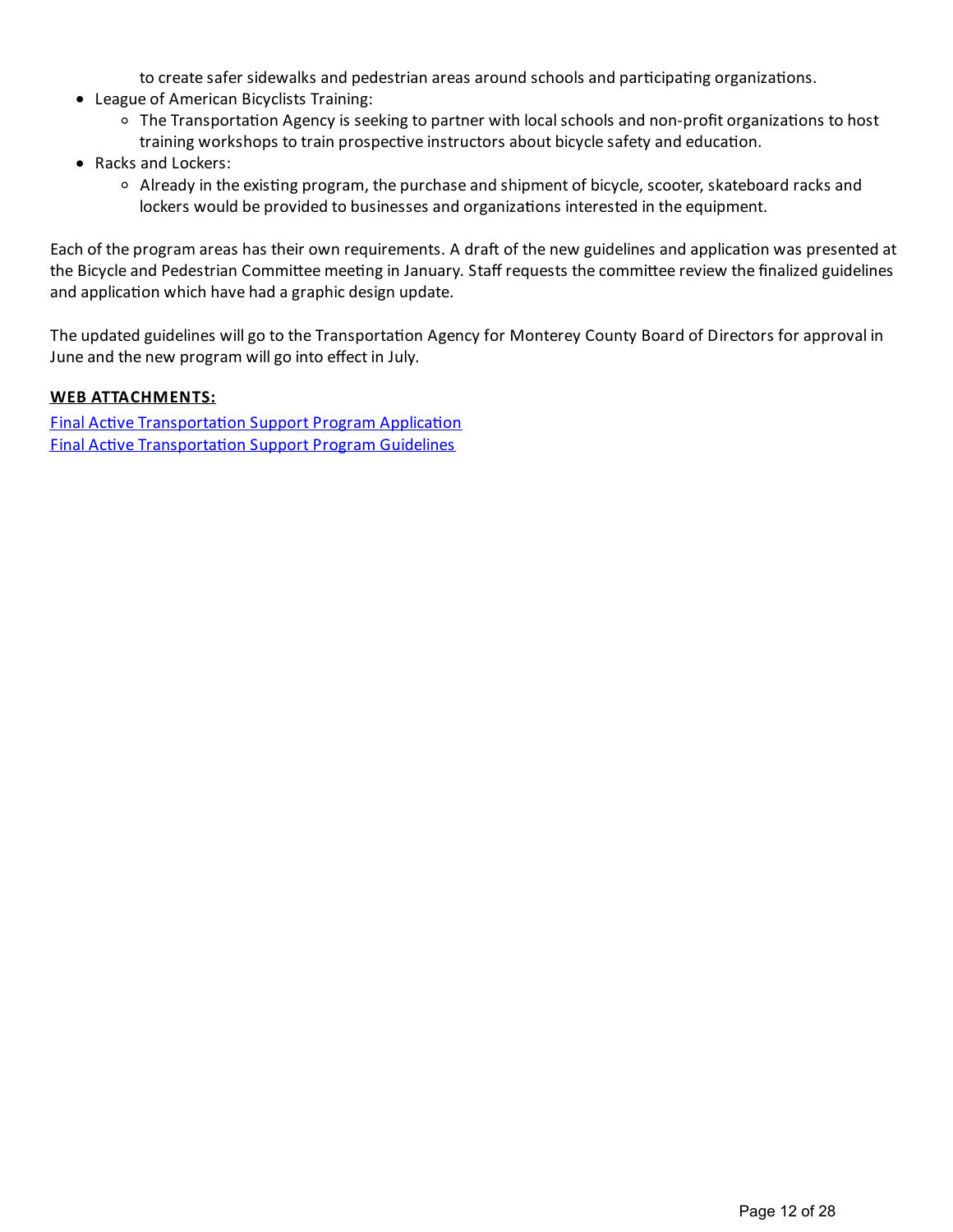- to create safer sidewalks and pedestrian areas around schools and participating organizations.
- League of American Bicyclists Training:
    - The Transportation Agency is seeking to partner with local schools and non-profit organizations to host training workshops to train prospective instructors about bicycle safety and education.
- Racks and Lockers:
    - Already in the existing program, the purchase and shipment of bicycle, scooter, skateboard racks and lockers would be provided to businesses and organizations interested in the equipment.

Each of the program areas has their own requirements. A draft of the new guidelines and application was presented at the Bicycle and Pedestrian Committee meeting in January. Staff requests the committee review the finalized guidelines and application which have had a graphic design update.

The updated guidelines will go to the Transportation Agency for Monterey County Board of Directors for approval in June and the new program will go into effect in July.

**WEB ATTACHMENTS:**

Final Active Transportation Support Program Application
Final Active Transportation Support Program Guidelines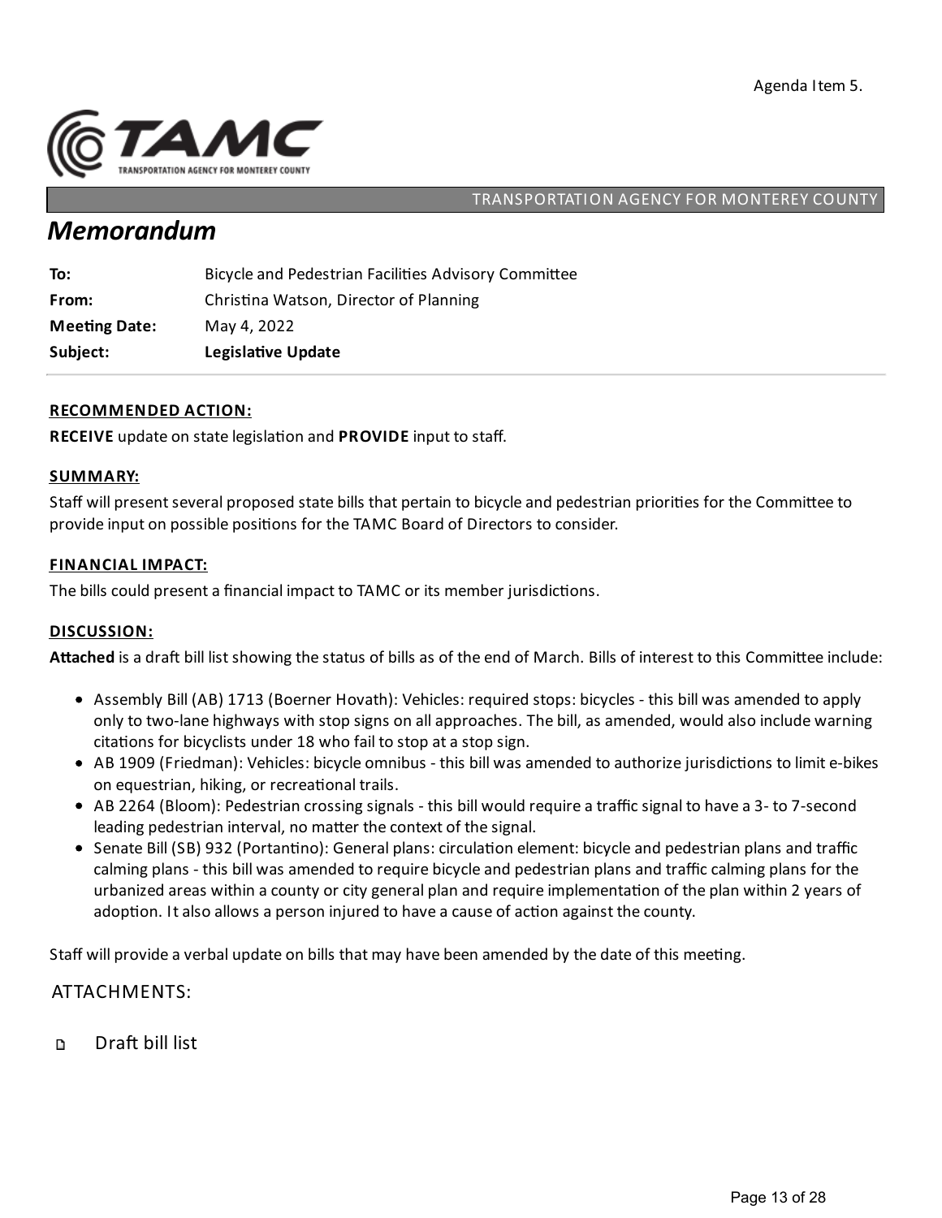Agenda Item 5.

TRANSPORTATION AGENCY FOR MONTEREY COUNTY

# Memorandum

| | |
|---|---|
| **To:** | Bicycle and Pedestrian Facilities Advisory Committee |
| **From:** | Christina Watson, Director of Planning |
| **Meeting Date:** | May 4, 2022 |
| **Subject:** | **Legislative Update** |

**RECOMMENDED ACTION:**

**RECEIVE** update on state legislation and **PROVIDE** input to staff.

**SUMMARY:**

Staff will present several proposed state bills that pertain to bicycle and pedestrian priorities for the Committee to provide input on possible positions for the TAMC Board of Directors to consider.

**FINANCIAL IMPACT:**

The bills could present a financial impact to TAMC or its member jurisdictions.

**DISCUSSION:**

**Attached** is a draft bill list showing the status of bills as of the end of March. Bills of interest to this Committee include:

- Assembly Bill (AB) 1713 (Boerner Hovath): Vehicles: required stops: bicycles - this bill was amended to apply only to two-lane highways with stop signs on all approaches. The bill, as amended, would also include warning citations for bicyclists under 18 who fail to stop at a stop sign.
- AB 1909 (Friedman): Vehicles: bicycle omnibus - this bill was amended to authorize jurisdictions to limit e-bikes on equestrian, hiking, or recreational trails.
- AB 2264 (Bloom): Pedestrian crossing signals - this bill would require a traffic signal to have a 3- to 7-second leading pedestrian interval, no matter the context of the signal.
- Senate Bill (SB) 932 (Portantino): General plans: circulation element: bicycle and pedestrian plans and traffic calming plans - this bill was amended to require bicycle and pedestrian plans and traffic calming plans for the urbanized areas within a county or city general plan and require implementation of the plan within 2 years of adoption. It also allows a person injured to have a cause of action against the county.

Staff will provide a verbal update on bills that may have been amended by the date of this meeting.

ATTACHMENTS:

- Draft bill list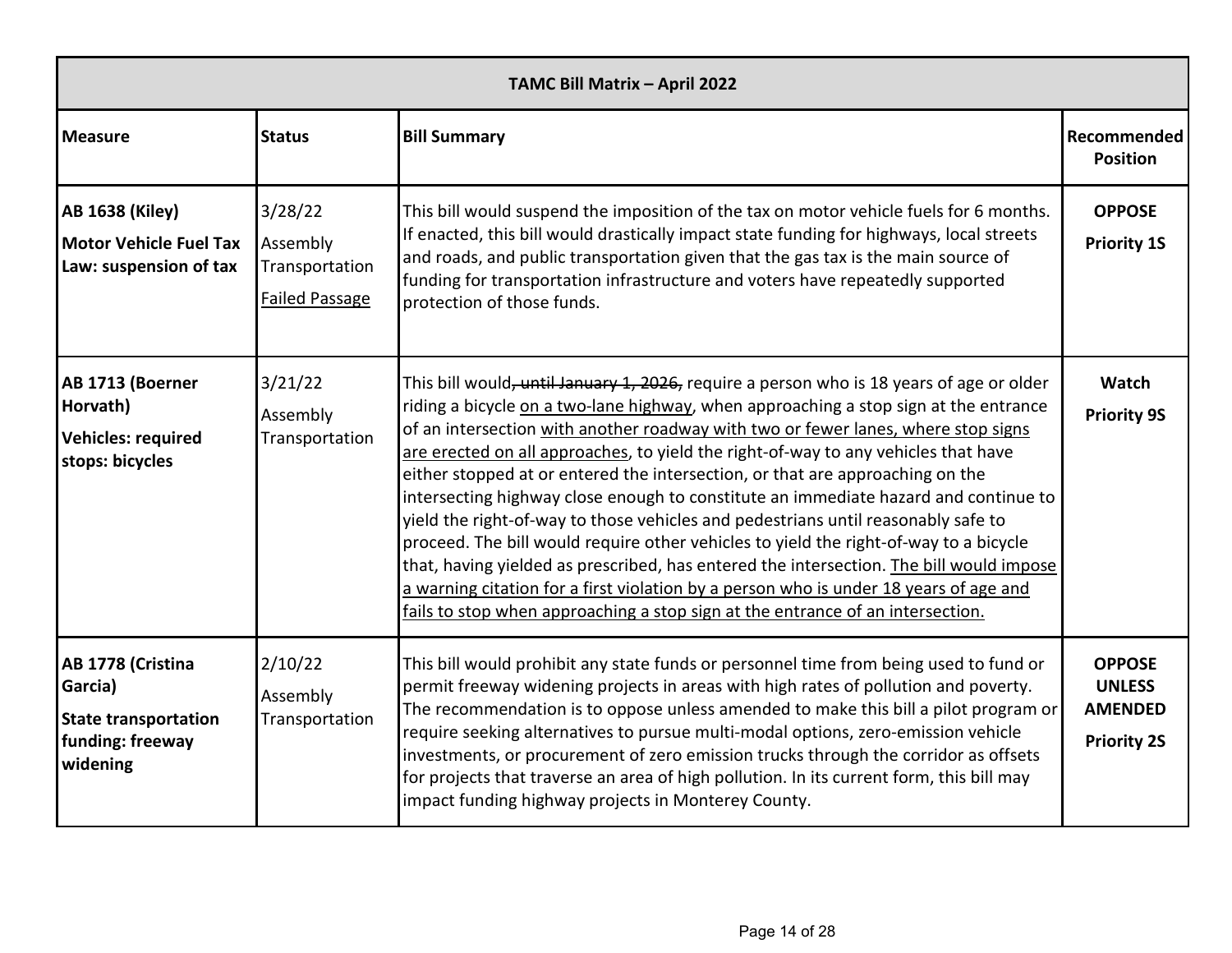| TAMC Bill Matrix – April 2022 | | | |
|---|---|---|---|
| **Measure** | **Status** | **Bill Summary** | **Recommended Position** |
| **AB 1638 (Kiley)** **Motor Vehicle Fuel Tax Law: suspension of tax** | 3/28/22 Assembly Transportation <u>Failed Passage</u> | This bill would suspend the imposition of the tax on motor vehicle fuels for 6 months. If enacted, this bill would drastically impact state funding for highways, local streets and roads, and public transportation given that the gas tax is the main source of funding for transportation infrastructure and voters have repeatedly supported protection of those funds. | **OPPOSE** **Priority 1S** |
| **AB 1713 (Boerner Horvath)** **Vehicles: required stops: bicycles** | 3/21/22 Assembly Transportation | This bill would~~, until January 1, 2026,~~ require a person who is 18 years of age or older riding a bicycle <u>on a two-lane highway</u>, when approaching a stop sign at the entrance of an intersection <u>with another roadway with two or fewer lanes, where stop signs are erected on all approaches</u>, to yield the right-of-way to any vehicles that have either stopped at or entered the intersection, or that are approaching on the intersecting highway close enough to constitute an immediate hazard and continue to yield the right-of-way to those vehicles and pedestrians until reasonably safe to proceed. The bill would require other vehicles to yield the right-of-way to a bicycle that, having yielded as prescribed, has entered the intersection. <u>The bill would impose a warning citation for a first violation by a person who is under 18 years of age and fails to stop when approaching a stop sign at the entrance of an intersection.</u> | **Watch** **Priority 9S** |
| **AB 1778 (Cristina Garcia)** **State transportation funding: freeway widening** | 2/10/22 Assembly Transportation | This bill would prohibit any state funds or personnel time from being used to fund or permit freeway widening projects in areas with high rates of pollution and poverty. The recommendation is to oppose unless amended to make this bill a pilot program or require seeking alternatives to pursue multi-modal options, zero-emission vehicle investments, or procurement of zero emission trucks through the corridor as offsets for projects that traverse an area of high pollution. In its current form, this bill may impact funding highway projects in Monterey County. | **OPPOSE UNLESS AMENDED** **Priority 2S** |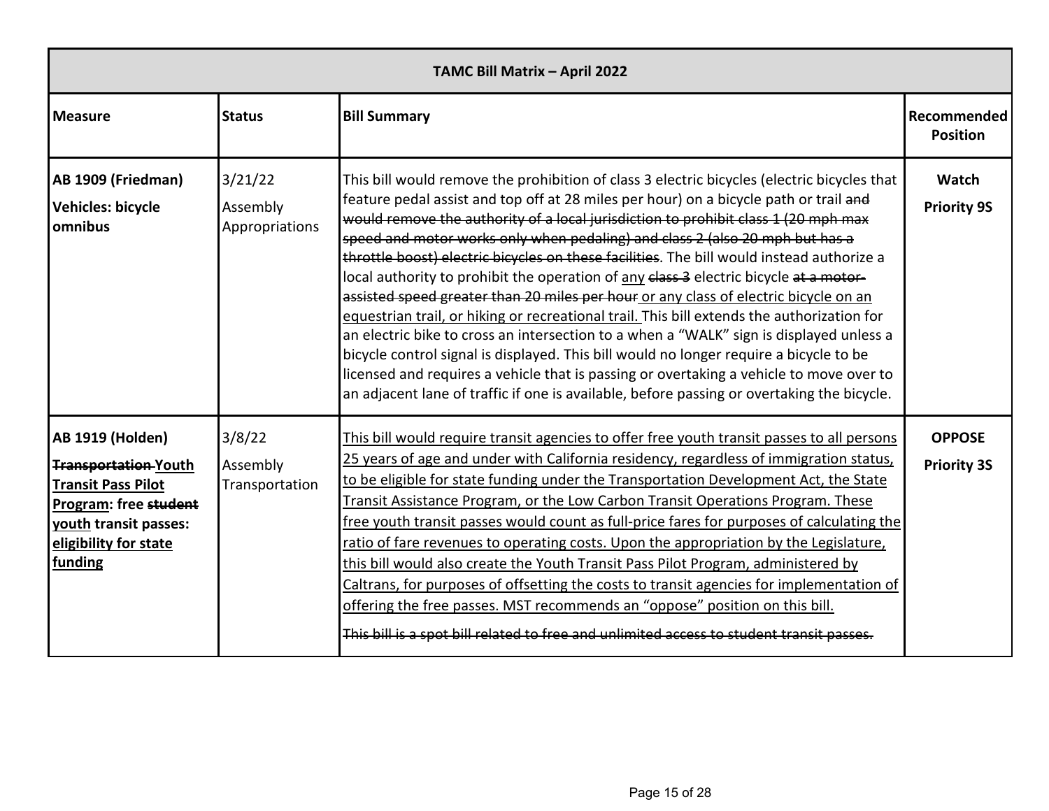| TAMC Bill Matrix – April 2022 | | | |
|---|---|---|---|
| **Measure** | **Status** | **Bill Summary** | **Recommended Position** |
| **AB 1909 (Friedman)**<br>**Vehicles: bicycle omnibus** | 3/21/22<br>Assembly Appropriations | This bill would remove the prohibition of class 3 electric bicycles (electric bicycles that feature pedal assist and top off at 28 miles per hour) on a bicycle path or trail ~~and would remove the authority of a local jurisdiction to prohibit class 1 (20 mph max speed and motor works only when pedaling) and class 2 (also 20 mph but has a throttle boost) electric bicycles on these facilities~~. The bill would instead authorize a local authority to prohibit the operation of <u>any</u> ~~class 3~~ electric bicycle ~~at a motor-assisted speed greater than 20 miles per hour~~ <u>or any class of electric bicycle on an equestrian trail, or hiking or recreational trail.</u> This bill extends the authorization for an electric bike to cross an intersection to a when a "WALK" sign is displayed unless a bicycle control signal is displayed. This bill would no longer require a bicycle to be licensed and requires a vehicle that is passing or overtaking a vehicle to move over to an adjacent lane of traffic if one is available, before passing or overtaking the bicycle. | **Watch**<br>**Priority 9S** |
| **AB 1919 (Holden)**<br>**~~Transportation~~ <u>Youth Transit Pass Pilot Program</u>: free ~~student~~ <u>youth</u> transit passes: <u>eligibility for state funding</u>** | 3/8/22<br>Assembly Transportation | <u>This bill would require transit agencies to offer free youth transit passes to all persons 25 years of age and under with California residency, regardless of immigration status, to be eligible for state funding under the Transportation Development Act, the State Transit Assistance Program, or the Low Carbon Transit Operations Program. These free youth transit passes would count as full-price fares for purposes of calculating the ratio of fare revenues to operating costs. Upon the appropriation by the Legislature, this bill would also create the Youth Transit Pass Pilot Program, administered by Caltrans, for purposes of offsetting the costs to transit agencies for implementation of offering the free passes. MST recommends an "oppose" position on this bill.</u><br><br>~~This bill is a spot bill related to free and unlimited access to student transit passes.~~ | **OPPOSE**<br>**Priority 3S** |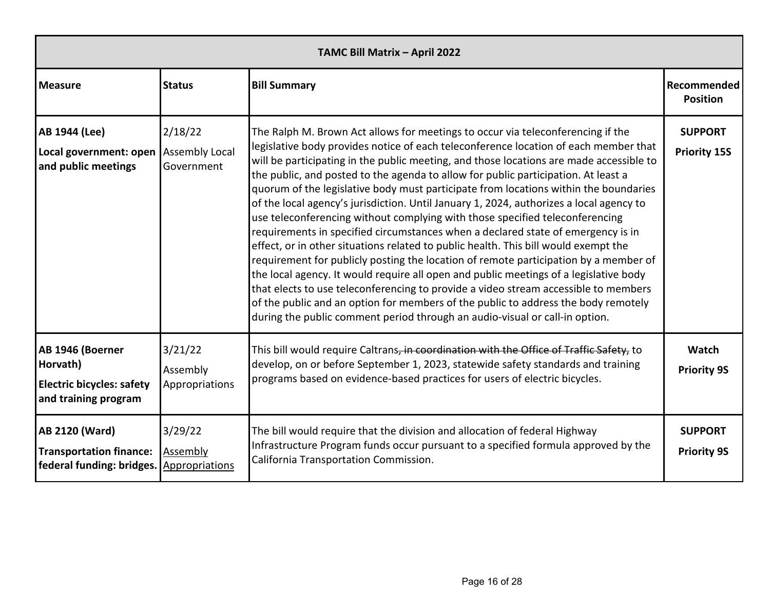| TAMC Bill Matrix – April 2022 | | | |
|---|---|---|---|
| **Measure** | **Status** | **Bill Summary** | **Recommended Position** |
| **AB 1944 (Lee)**<br>**Local government: open and public meetings** | 2/18/22<br>Assembly Local Government | The Ralph M. Brown Act allows for meetings to occur via teleconferencing if the legislative body provides notice of each teleconference location of each member that will be participating in the public meeting, and those locations are made accessible to the public, and posted to the agenda to allow for public participation. At least a quorum of the legislative body must participate from locations within the boundaries of the local agency's jurisdiction. Until January 1, 2024, authorizes a local agency to use teleconferencing without complying with those specified teleconferencing requirements in specified circumstances when a declared state of emergency is in effect, or in other situations related to public health. This bill would exempt the requirement for publicly posting the location of remote participation by a member of the local agency. It would require all open and public meetings of a legislative body that elects to use teleconferencing to provide a video stream accessible to members of the public and an option for members of the public to address the body remotely during the public comment period through an audio-visual or call-in option. | **SUPPORT**<br>**Priority 15S** |
| **AB 1946 (Boerner Horvath)**<br>**Electric bicycles: safety and training program** | 3/21/22<br>Assembly Appropriations | This bill would require Caltrans~~, in coordination with the Office of Traffic Safety,~~ to develop, on or before September 1, 2023, statewide safety standards and training programs based on evidence-based practices for users of electric bicycles. | **Watch**<br>**Priority 9S** |
| **AB 2120 (Ward)**<br>**Transportation finance: federal funding: bridges.** | 3/29/22<br><u>Assembly Appropriations</u> | The bill would require that the division and allocation of federal Highway Infrastructure Program funds occur pursuant to a specified formula approved by the California Transportation Commission. | **SUPPORT**<br>**Priority 9S** |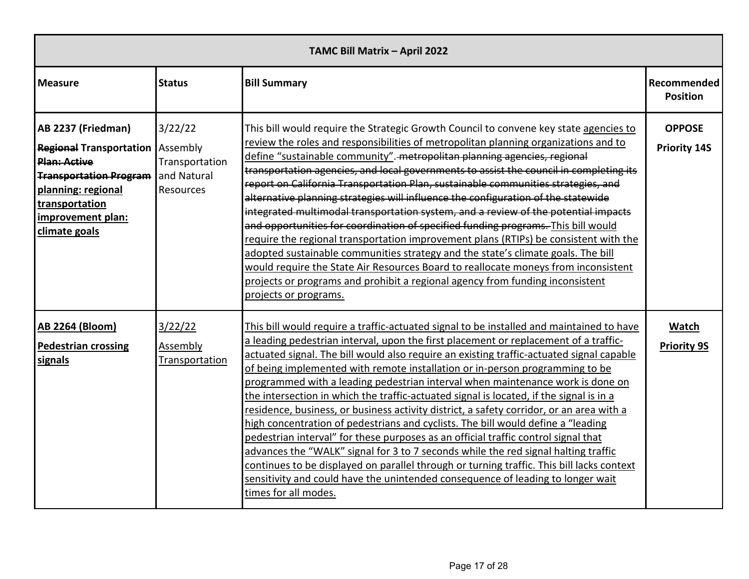| TAMC Bill Matrix – April 2022 | | | |
|---|---|---|---|
| **Measure** | **Status** | **Bill Summary** | **Recommended Position** |
| **AB 2237 (Friedman)**<br>**~~Regional~~ Transportation ~~Plan: Active Transportation Program~~ planning: regional transportation improvement plan: climate goals** | 3/22/22<br>Assembly Transportation and Natural Resources | This bill would require the Strategic Growth Council to convene key state agencies to review the roles and responsibilities of metropolitan planning organizations and to define "sustainable community". ~~metropolitan planning agencies, regional transportation agencies, and local governments to assist the council in completing its report on California Transportation Plan, sustainable communities strategies, and alternative planning strategies will influence the configuration of the statewide integrated multimodal transportation system, and a review of the potential impacts and opportunities for coordination of specified funding programs.~~ This bill would require the regional transportation improvement plans (RTIPs) be consistent with the adopted sustainable communities strategy and the state's climate goals. The bill would require the State Air Resources Board to reallocate moneys from inconsistent projects or programs and prohibit a regional agency from funding inconsistent projects or programs. | **OPPOSE**<br>**Priority 14S** |
| **AB 2264 (Bloom)**<br>**Pedestrian crossing signals** | 3/22/22<br>Assembly Transportation | This bill would require a traffic-actuated signal to be installed and maintained to have a leading pedestrian interval, upon the first placement or replacement of a traffic-actuated signal. The bill would also require an existing traffic-actuated signal capable of being implemented with remote installation or in-person programming to be programmed with a leading pedestrian interval when maintenance work is done on the intersection in which the traffic-actuated signal is located, if the signal is in a residence, business, or business activity district, a safety corridor, or an area with a high concentration of pedestrians and cyclists. The bill would define a "leading pedestrian interval" for these purposes as an official traffic control signal that advances the "WALK" signal for 3 to 7 seconds while the red signal halting traffic continues to be displayed on parallel through or turning traffic. This bill lacks context sensitivity and could have the unintended consequence of leading to longer wait times for all modes. | **Watch**<br>**Priority 9S** |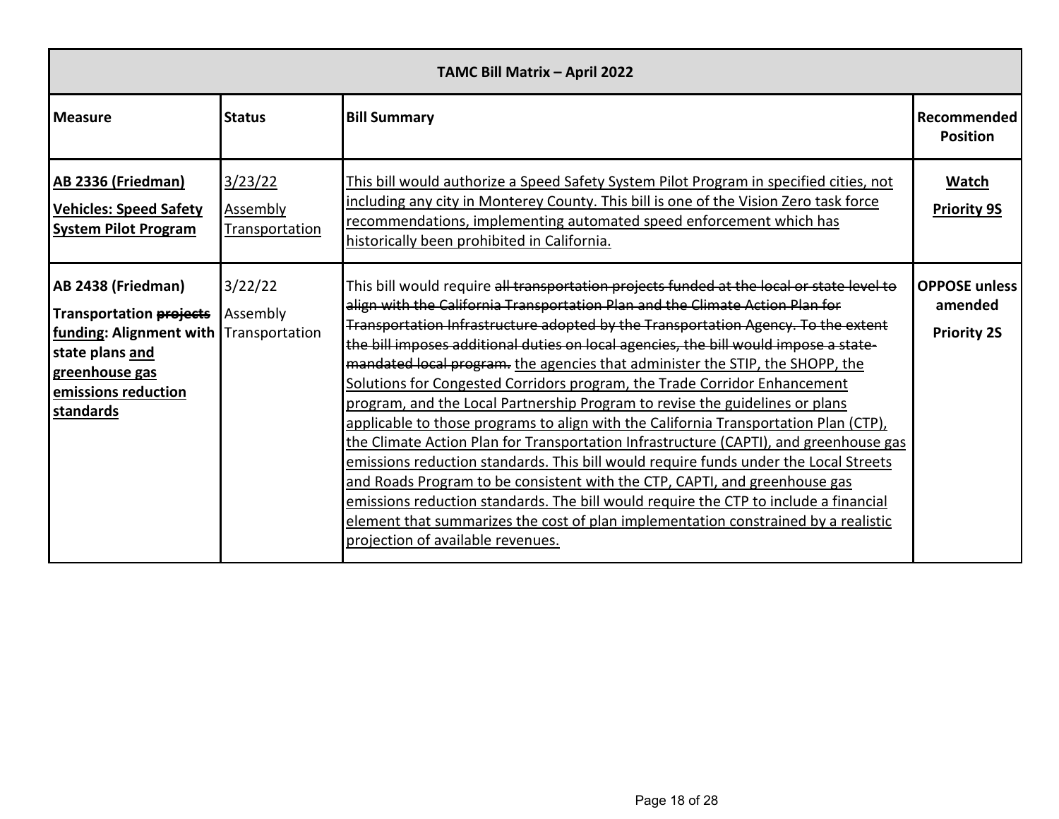| TAMC Bill Matrix – April 2022 | | | |
|---|---|---|---|
| **Measure** | **Status** | **Bill Summary** | **Recommended Position** |
| <u>**AB 2336 (Friedman)**</u><br><u>**Vehicles: Speed Safety System Pilot Program**</u> | <u>3/23/22</u><br><u>Assembly Transportation</u> | <u>This bill would authorize a Speed Safety System Pilot Program in specified cities, not including any city in Monterey County. This bill is one of the Vision Zero task force recommendations, implementing automated speed enforcement which has historically been prohibited in California.</u> | <u>**Watch**</u><br><u>**Priority 9S**</u> |
| **AB 2438 (Friedman)**<br>**Transportation ~~projects~~ <u>funding</u>: Alignment with state plans <u>and greenhouse gas emissions reduction standards</u>** | 3/22/22<br>Assembly Transportation | This bill would require ~~all transportation projects funded at the local or state level to align with the California Transportation Plan and the Climate Action Plan for Transportation Infrastructure adopted by the Transportation Agency. To the extent the bill imposes additional duties on local agencies, the bill would impose a state-mandated local program.~~ <u>the agencies that administer the STIP, the SHOPP, the Solutions for Congested Corridors program, the Trade Corridor Enhancement program, and the Local Partnership Program to revise the guidelines or plans applicable to those programs to align with the California Transportation Plan (CTP), the Climate Action Plan for Transportation Infrastructure (CAPTI), and greenhouse gas emissions reduction standards. This bill would require funds under the Local Streets and Roads Program to be consistent with the CTP, CAPTI, and greenhouse gas emissions reduction standards. The bill would require the CTP to include a financial element that summarizes the cost of plan implementation constrained by a realistic projection of available revenues.</u> | **OPPOSE unless amended**<br>**Priority 2S** |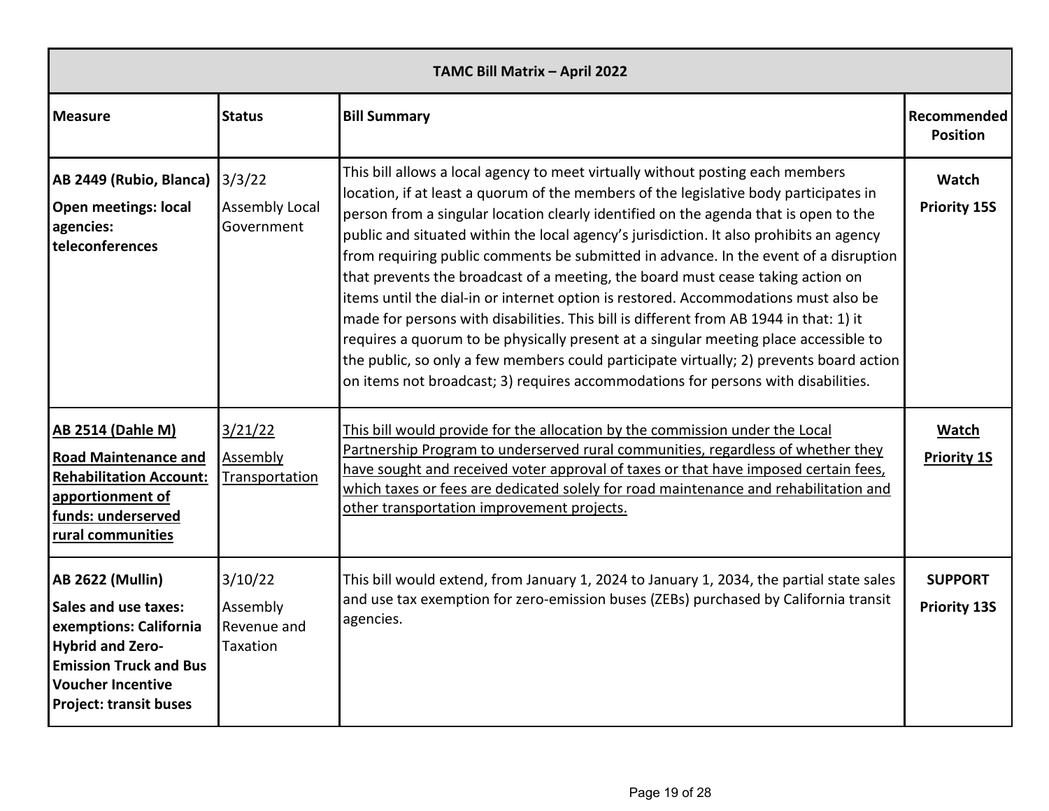| TAMC Bill Matrix – April 2022 | | | |
|---|---|---|---|
| **Measure** | **Status** | **Bill Summary** | **Recommended Position** |
| **AB 2449 (Rubio, Blanca)**<br>**Open meetings: local agencies: teleconferences** | 3/3/22<br>Assembly Local Government | This bill allows a local agency to meet virtually without posting each members location, if at least a quorum of the members of the legislative body participates in person from a singular location clearly identified on the agenda that is open to the public and situated within the local agency's jurisdiction. It also prohibits an agency from requiring public comments be submitted in advance. In the event of a disruption that prevents the broadcast of a meeting, the board must cease taking action on items until the dial-in or internet option is restored. Accommodations must also be made for persons with disabilities. This bill is different from AB 1944 in that: 1) it requires a quorum to be physically present at a singular meeting place accessible to the public, so only a few members could participate virtually; 2) prevents board action on items not broadcast; 3) requires accommodations for persons with disabilities. | **Watch**<br>**Priority 15S** |
| **AB 2514 (Dahle M)**<br>**Road Maintenance and Rehabilitation Account: apportionment of funds: underserved rural communities** | 3/21/22<br>Assembly Transportation | This bill would provide for the allocation by the commission under the Local Partnership Program to underserved rural communities, regardless of whether they have sought and received voter approval of taxes or that have imposed certain fees, which taxes or fees are dedicated solely for road maintenance and rehabilitation and other transportation improvement projects. | **Watch**<br>**Priority 1S** |
| **AB 2622 (Mullin)**<br>**Sales and use taxes: exemptions: California Hybrid and Zero-Emission Truck and Bus Voucher Incentive Project: transit buses** | 3/10/22<br>Assembly Revenue and Taxation | This bill would extend, from January 1, 2024 to January 1, 2034, the partial state sales and use tax exemption for zero-emission buses (ZEBs) purchased by California transit agencies. | **SUPPORT**<br>**Priority 13S** |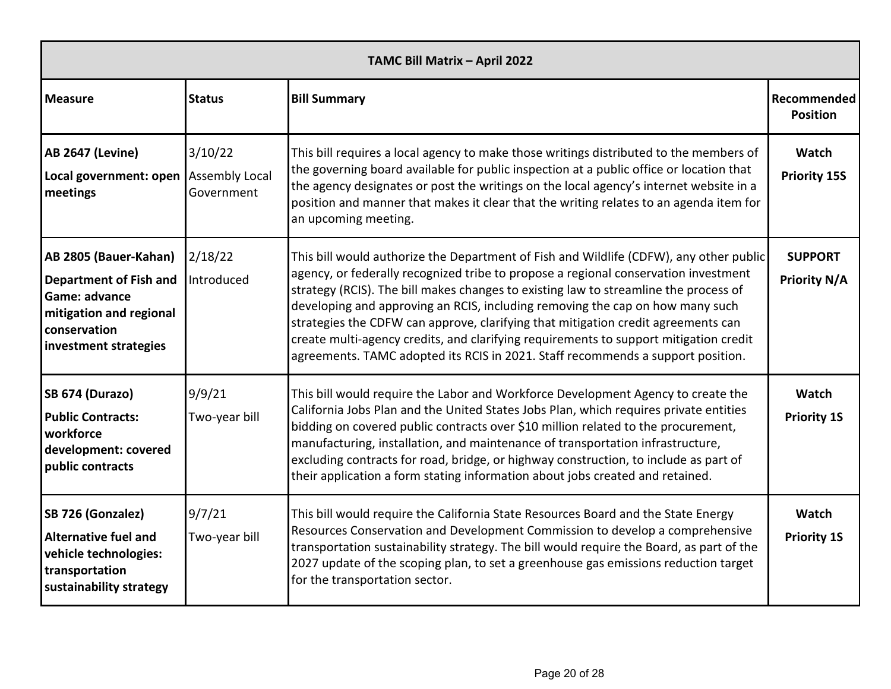| TAMC Bill Matrix – April 2022 | | | |
|---|---|---|---|
| **Measure** | **Status** | **Bill Summary** | **Recommended Position** |
| **AB 2647 (Levine)**<br>**Local government: open meetings** | 3/10/22<br>Assembly Local Government | This bill requires a local agency to make those writings distributed to the members of the governing board available for public inspection at a public office or location that the agency designates or post the writings on the local agency's internet website in a position and manner that makes it clear that the writing relates to an agenda item for an upcoming meeting. | **Watch**<br>**Priority 15S** |
| **AB 2805 (Bauer-Kahan)**<br>**Department of Fish and Game: advance mitigation and regional conservation investment strategies** | 2/18/22<br>Introduced | This bill would authorize the Department of Fish and Wildlife (CDFW), any other public agency, or federally recognized tribe to propose a regional conservation investment strategy (RCIS). The bill makes changes to existing law to streamline the process of developing and approving an RCIS, including removing the cap on how many such strategies the CDFW can approve, clarifying that mitigation credit agreements can create multi-agency credits, and clarifying requirements to support mitigation credit agreements. TAMC adopted its RCIS in 2021. Staff recommends a support position. | **SUPPORT**<br>**Priority N/A** |
| **SB 674 (Durazo)**<br>**Public Contracts: workforce development: covered public contracts** | 9/9/21<br>Two-year bill | This bill would require the Labor and Workforce Development Agency to create the California Jobs Plan and the United States Jobs Plan, which requires private entities bidding on covered public contracts over $10 million related to the procurement, manufacturing, installation, and maintenance of transportation infrastructure, excluding contracts for road, bridge, or highway construction, to include as part of their application a form stating information about jobs created and retained. | **Watch**<br>**Priority 1S** |
| **SB 726 (Gonzalez)**<br>**Alternative fuel and vehicle technologies: transportation sustainability strategy** | 9/7/21<br>Two-year bill | This bill would require the California State Resources Board and the State Energy Resources Conservation and Development Commission to develop a comprehensive transportation sustainability strategy. The bill would require the Board, as part of the 2027 update of the scoping plan, to set a greenhouse gas emissions reduction target for the transportation sector. | **Watch**<br>**Priority 1S** |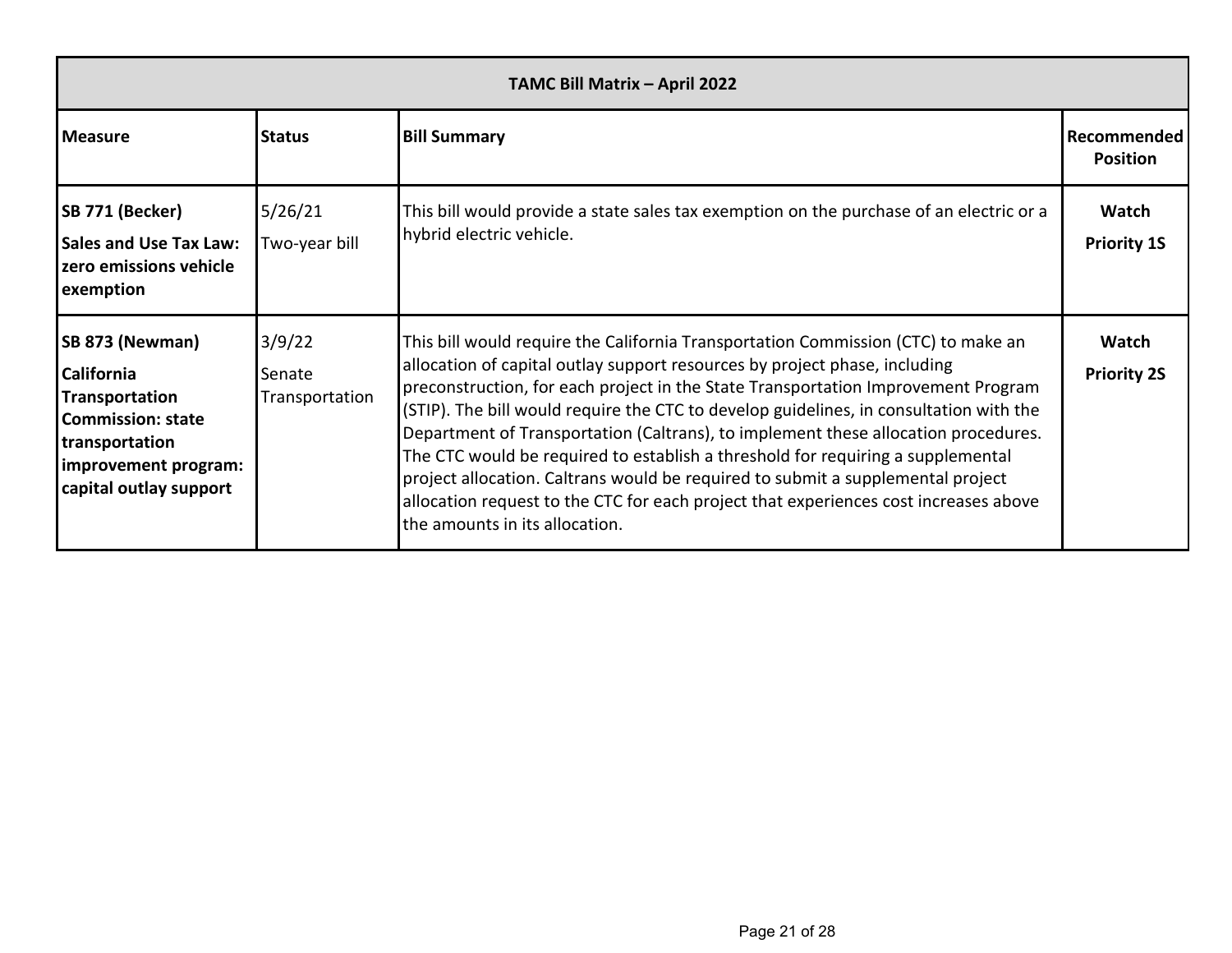| TAMC Bill Matrix – April 2022 | | | |
|---|---|---|---|
| **Measure** | **Status** | **Bill Summary** | **Recommended Position** |
| **SB 771 (Becker)** **Sales and Use Tax Law: zero emissions vehicle exemption** | 5/26/21 Two-year bill | This bill would provide a state sales tax exemption on the purchase of an electric or a hybrid electric vehicle. | **Watch** **Priority 1S** |
| **SB 873 (Newman)** **California Transportation Commission: state transportation improvement program: capital outlay support** | 3/9/22 Senate Transportation | This bill would require the California Transportation Commission (CTC) to make an allocation of capital outlay support resources by project phase, including preconstruction, for each project in the State Transportation Improvement Program (STIP). The bill would require the CTC to develop guidelines, in consultation with the Department of Transportation (Caltrans), to implement these allocation procedures. The CTC would be required to establish a threshold for requiring a supplemental project allocation. Caltrans would be required to submit a supplemental project allocation request to the CTC for each project that experiences cost increases above the amounts in its allocation. | **Watch** **Priority 2S** |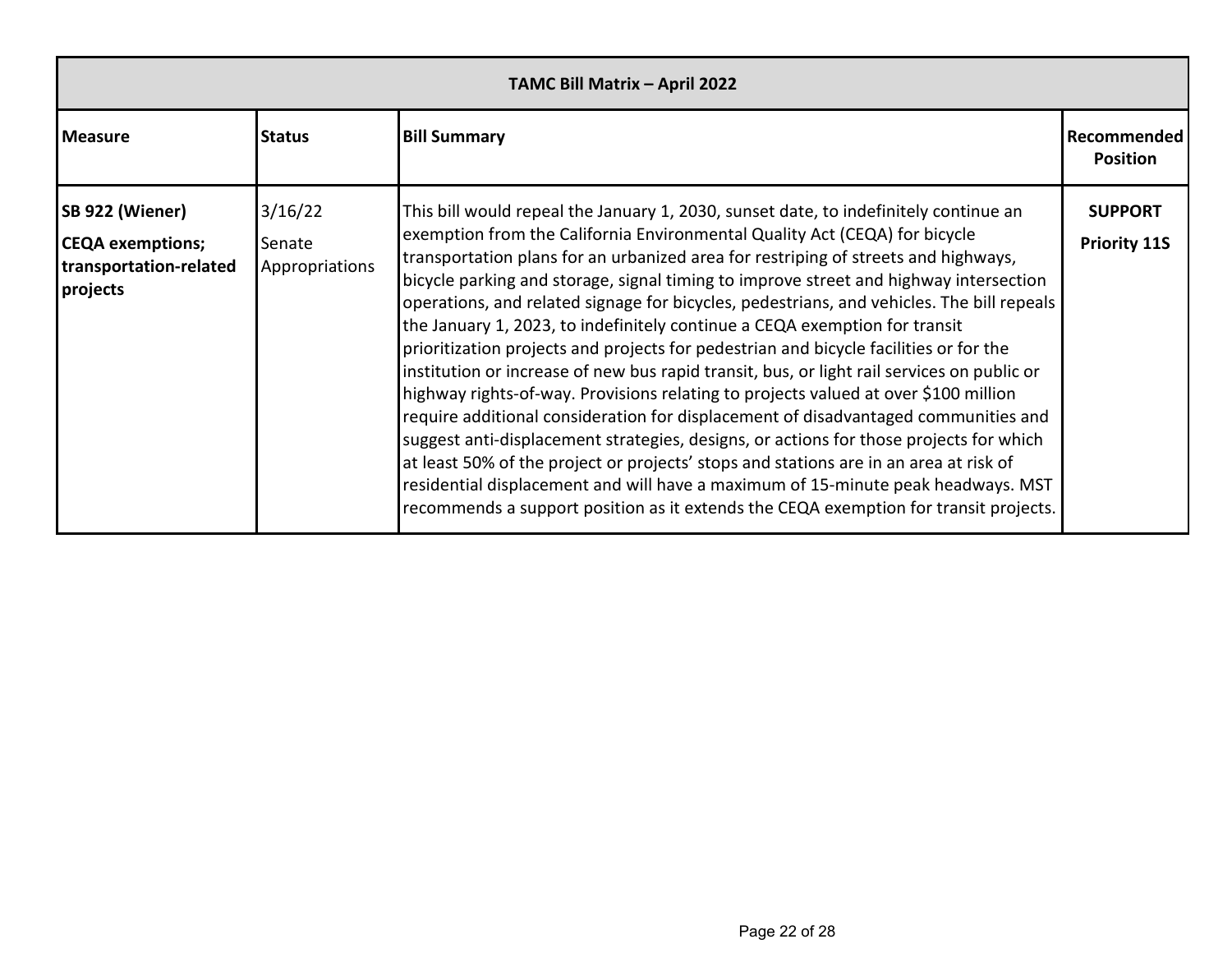| TAMC Bill Matrix – April 2022 | | | |
|---|---|---|---|
| **Measure** | **Status** | **Bill Summary** | **Recommended Position** |
| **SB 922 (Wiener)**<br>**CEQA exemptions; transportation-related projects** | 3/16/22<br>Senate Appropriations | This bill would repeal the January 1, 2030, sunset date, to indefinitely continue an exemption from the California Environmental Quality Act (CEQA) for bicycle transportation plans for an urbanized area for restriping of streets and highways, bicycle parking and storage, signal timing to improve street and highway intersection operations, and related signage for bicycles, pedestrians, and vehicles. The bill repeals the January 1, 2023, to indefinitely continue a CEQA exemption for transit prioritization projects and projects for pedestrian and bicycle facilities or for the institution or increase of new bus rapid transit, bus, or light rail services on public or highway rights-of-way. Provisions relating to projects valued at over $100 million require additional consideration for displacement of disadvantaged communities and suggest anti-displacement strategies, designs, or actions for those projects for which at least 50% of the project or projects' stops and stations are in an area at risk of residential displacement and will have a maximum of 15-minute peak headways. MST recommends a support position as it extends the CEQA exemption for transit projects. | **SUPPORT**<br>**Priority 11S** |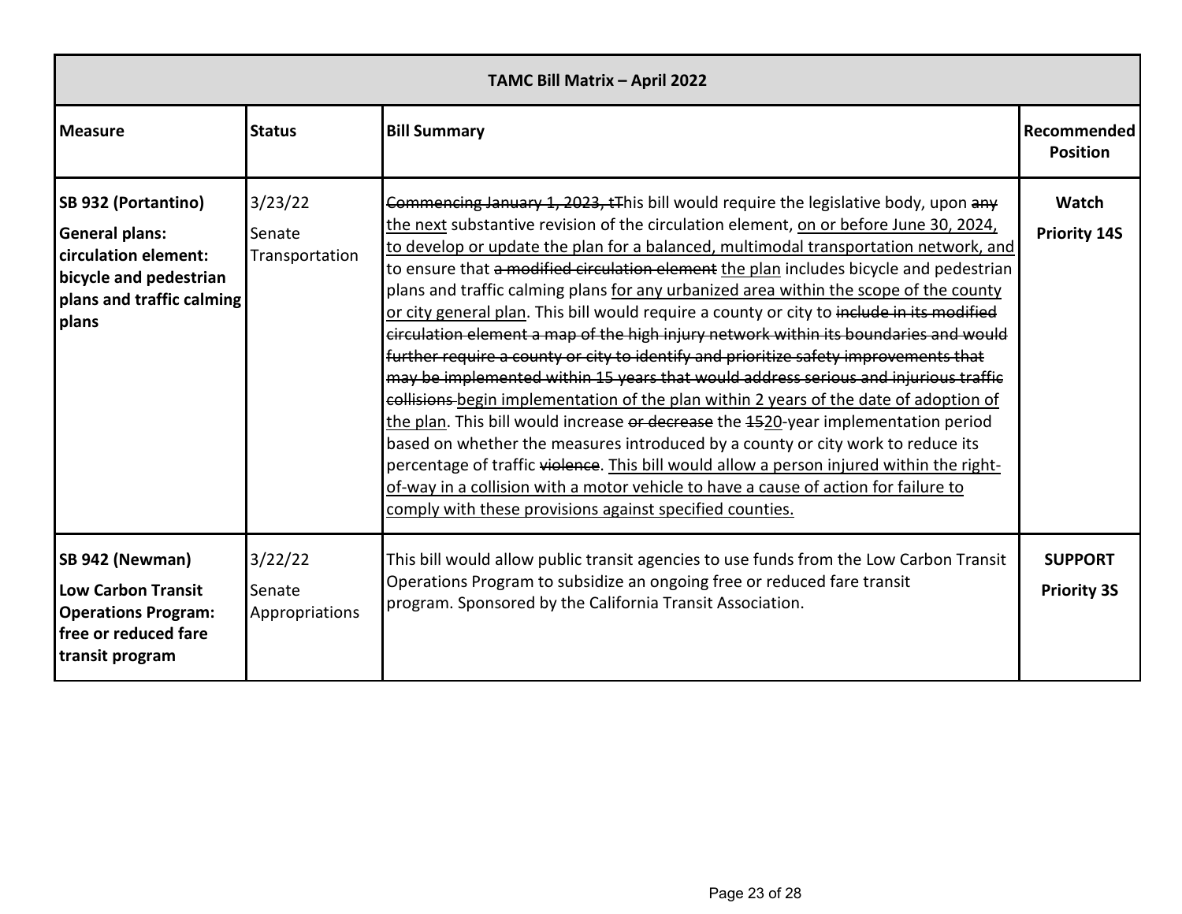| TAMC Bill Matrix – April 2022 | | | |
|---|---|---|---|
| **Measure** | **Status** | **Bill Summary** | **Recommended Position** |
| **SB 932 (Portantino)**<br>**General plans: circulation element: bicycle and pedestrian plans and traffic calming plans** | 3/23/22<br>Senate Transportation | ~~Commencing January 1, 2023, t~~This bill would require the legislative body, upon ~~any~~ <u>the next</u> substantive revision of the circulation element, <u>on or before June 30, 2024, to develop or update the plan for a balanced, multimodal transportation network, and</u> to ensure that ~~a modified circulation element~~ <u>the plan</u> includes bicycle and pedestrian plans and traffic calming plans <u>for any urbanized area within the scope of the county or city general plan</u>. This bill would require a county or city to ~~include in its modified circulation element a map of the high injury network within its boundaries and would further require a county or city to identify and prioritize safety improvements that may be implemented within 15 years that would address serious and injurious traffic collisions~~ <u>begin implementation of the plan within 2 years of the date of adoption of the plan</u>. This bill would increase ~~or decrease~~ the ~~15~~<u>20</u>-year implementation period based on whether the measures introduced by a county or city work to reduce its percentage of traffic ~~violence~~. <u>This bill would allow a person injured within the right-of-way in a collision with a motor vehicle to have a cause of action for failure to comply with these provisions against specified counties.</u> | **Watch**<br>**Priority 14S** |
| **SB 942 (Newman)**<br>**Low Carbon Transit Operations Program: free or reduced fare transit program** | 3/22/22<br>Senate Appropriations | This bill would allow public transit agencies to use funds from the Low Carbon Transit Operations Program to subsidize an ongoing free or reduced fare transit program. Sponsored by the California Transit Association. | **SUPPORT**<br>**Priority 3S** |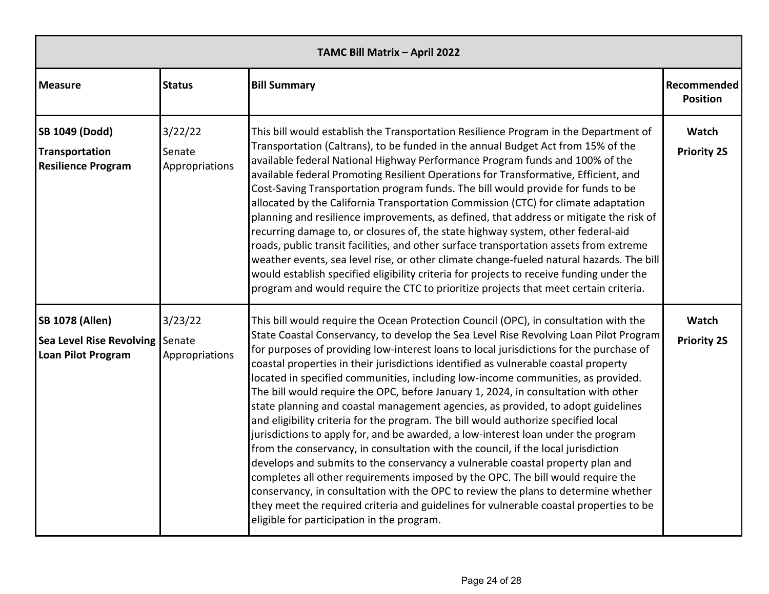| TAMC Bill Matrix – April 2022 | | | |
|---|---|---|---|
| **Measure** | **Status** | **Bill Summary** | **Recommended Position** |
| **SB 1049 (Dodd)**<br>**Transportation Resilience Program** | 3/22/22<br>Senate Appropriations | This bill would establish the Transportation Resilience Program in the Department of Transportation (Caltrans), to be funded in the annual Budget Act from 15% of the available federal National Highway Performance Program funds and 100% of the available federal Promoting Resilient Operations for Transformative, Efficient, and Cost-Saving Transportation program funds. The bill would provide for funds to be allocated by the California Transportation Commission (CTC) for climate adaptation planning and resilience improvements, as defined, that address or mitigate the risk of recurring damage to, or closures of, the state highway system, other federal-aid roads, public transit facilities, and other surface transportation assets from extreme weather events, sea level rise, or other climate change-fueled natural hazards. The bill would establish specified eligibility criteria for projects to receive funding under the program and would require the CTC to prioritize projects that meet certain criteria. | **Watch**<br>**Priority 2S** |
| **SB 1078 (Allen)**<br>**Sea Level Rise Revolving Loan Pilot Program** | 3/23/22<br>Senate Appropriations | This bill would require the Ocean Protection Council (OPC), in consultation with the State Coastal Conservancy, to develop the Sea Level Rise Revolving Loan Pilot Program for purposes of providing low-interest loans to local jurisdictions for the purchase of coastal properties in their jurisdictions identified as vulnerable coastal property located in specified communities, including low-income communities, as provided. The bill would require the OPC, before January 1, 2024, in consultation with other state planning and coastal management agencies, as provided, to adopt guidelines and eligibility criteria for the program. The bill would authorize specified local jurisdictions to apply for, and be awarded, a low-interest loan under the program from the conservancy, in consultation with the council, if the local jurisdiction develops and submits to the conservancy a vulnerable coastal property plan and completes all other requirements imposed by the OPC. The bill would require the conservancy, in consultation with the OPC to review the plans to determine whether they meet the required criteria and guidelines for vulnerable coastal properties to be eligible for participation in the program. | **Watch**<br>**Priority 2S** |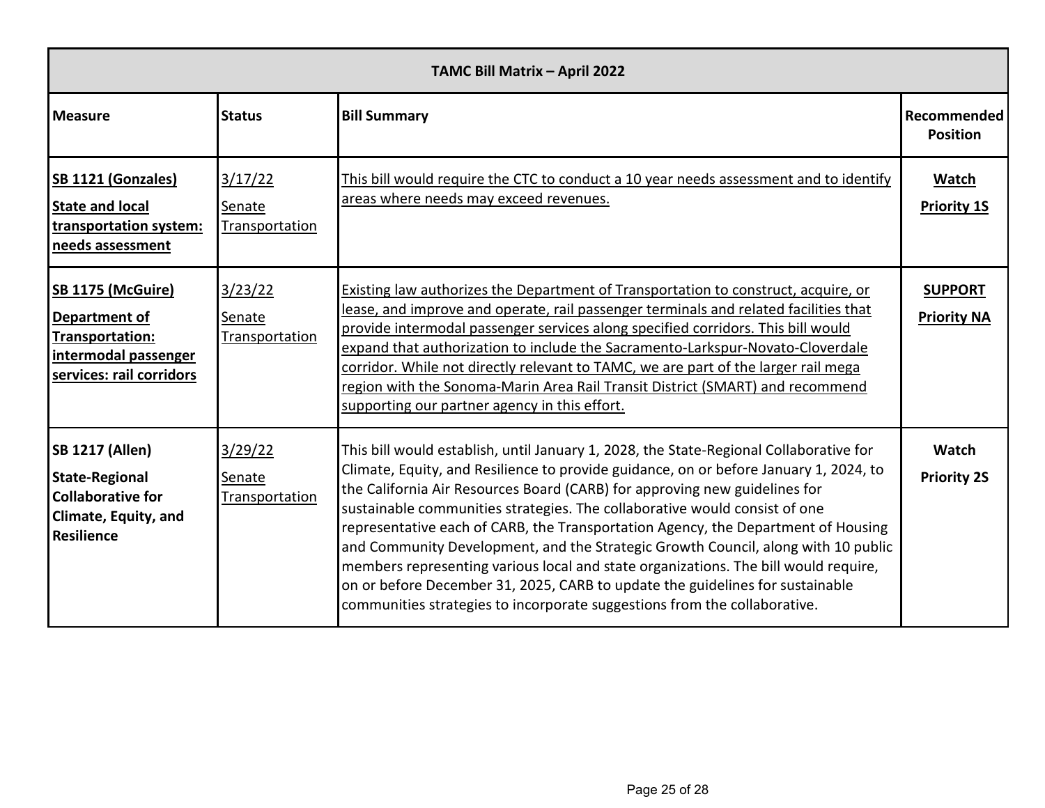| TAMC Bill Matrix – April 2022 | | | |
|---|---|---|---|
| **Measure** | **Status** | **Bill Summary** | **Recommended Position** |
| **SB 1121 (Gonzales)** **State and local transportation system: needs assessment** | 3/17/22 Senate Transportation | This bill would require the CTC to conduct a 10 year needs assessment and to identify areas where needs may exceed revenues. | **Watch** **Priority 1S** |
| **SB 1175 (McGuire)** **Department of Transportation: intermodal passenger services: rail corridors** | 3/23/22 Senate Transportation | Existing law authorizes the Department of Transportation to construct, acquire, or lease, and improve and operate, rail passenger terminals and related facilities that provide intermodal passenger services along specified corridors. This bill would expand that authorization to include the Sacramento-Larkspur-Novato-Cloverdale corridor. While not directly relevant to TAMC, we are part of the larger rail mega region with the Sonoma-Marin Area Rail Transit District (SMART) and recommend supporting our partner agency in this effort. | **SUPPORT** **Priority NA** |
| **SB 1217 (Allen)** **State-Regional Collaborative for Climate, Equity, and Resilience** | 3/29/22 Senate Transportation | This bill would establish, until January 1, 2028, the State-Regional Collaborative for Climate, Equity, and Resilience to provide guidance, on or before January 1, 2024, to the California Air Resources Board (CARB) for approving new guidelines for sustainable communities strategies. The collaborative would consist of one representative each of CARB, the Transportation Agency, the Department of Housing and Community Development, and the Strategic Growth Council, along with 10 public members representing various local and state organizations. The bill would require, on or before December 31, 2025, CARB to update the guidelines for sustainable communities strategies to incorporate suggestions from the collaborative. | **Watch** **Priority 2S** |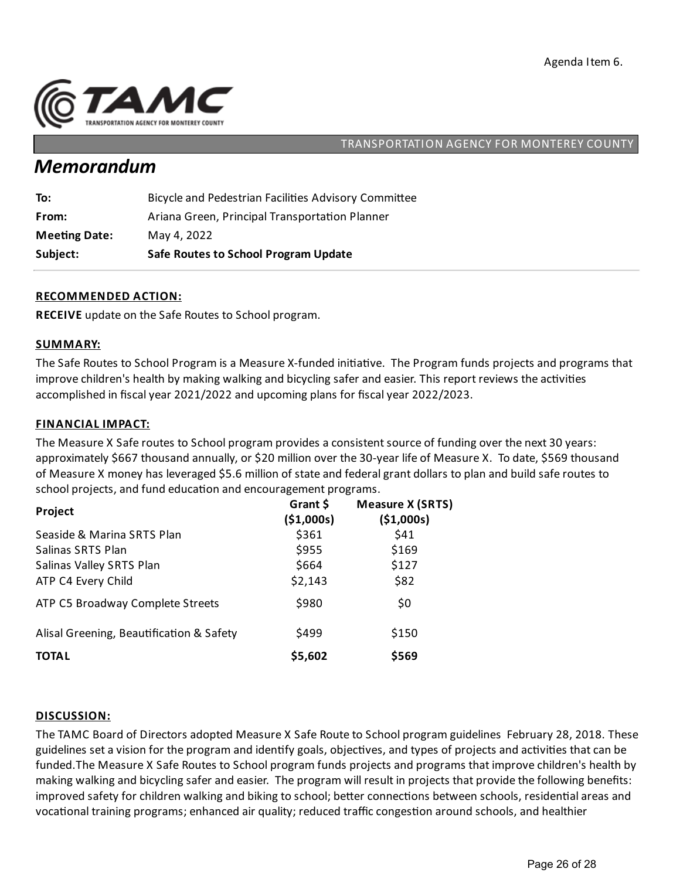Agenda Item 6.

TAMC — TRANSPORTATION AGENCY FOR MONTEREY COUNTY

TRANSPORTATION AGENCY FOR MONTEREY COUNTY

# *Memorandum*

| | |
|---|---|
| **To:** | Bicycle and Pedestrian Facilities Advisory Committee |
| **From:** | Ariana Green, Principal Transportation Planner |
| **Meeting Date:** | May 4, 2022 |
| **Subject:** | **Safe Routes to School Program Update** |

## RECOMMENDED ACTION:

**RECEIVE** update on the Safe Routes to School program.

## SUMMARY:

The Safe Routes to School Program is a Measure X-funded initiative. The Program funds projects and programs that improve children's health by making walking and bicycling safer and easier. This report reviews the activities accomplished in fiscal year 2021/2022 and upcoming plans for fiscal year 2022/2023.

## FINANCIAL IMPACT:

The Measure X Safe routes to School program provides a consistent source of funding over the next 30 years: approximately $667 thousand annually, or $20 million over the 30-year life of Measure X. To date, $569 thousand of Measure X money has leveraged $5.6 million of state and federal grant dollars to plan and build safe routes to school projects, and fund education and encouragement programs.

| Project | Grant $ ($1,000s) | Measure X (SRTS) ($1,000s) |
|---|---|---|
| Seaside & Marina SRTS Plan | $361 | $41 |
| Salinas SRTS Plan | $955 | $169 |
| Salinas Valley SRTS Plan | $664 | $127 |
| ATP C4 Every Child | $2,143 | $82 |
| ATP C5 Broadway Complete Streets | $980 | $0 |
| Alisal Greening, Beautification & Safety | $499 | $150 |
| **TOTAL** | **$5,602** | **$569** |

## DISCUSSION:

The TAMC Board of Directors adopted Measure X Safe Route to School program guidelines February 28, 2018. These guidelines set a vision for the program and identify goals, objectives, and types of projects and activities that can be funded.The Measure X Safe Routes to School program funds projects and programs that improve children's health by making walking and bicycling safer and easier. The program will result in projects that provide the following benefits: improved safety for children walking and biking to school; better connections between schools, residential areas and vocational training programs; enhanced air quality; reduced traffic congestion around schools, and healthier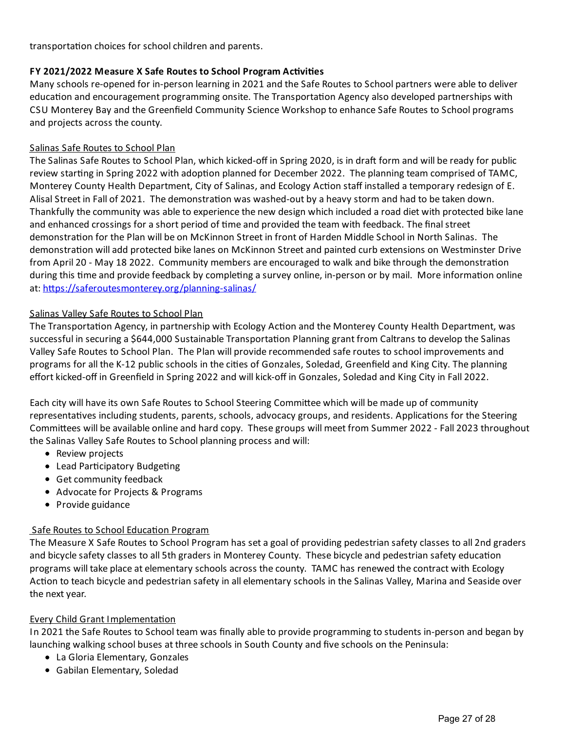transportation choices for school children and parents.

**FY 2021/2022 Measure X Safe Routes to School Program Activities**

Many schools re-opened for in-person learning in 2021 and the Safe Routes to School partners were able to deliver education and encouragement programming onsite. The Transportation Agency also developed partnerships with CSU Monterey Bay and the Greenfield Community Science Workshop to enhance Safe Routes to School programs and projects across the county.

Salinas Safe Routes to School Plan

The Salinas Safe Routes to School Plan, which kicked-off in Spring 2020, is in draft form and will be ready for public review starting in Spring 2022 with adoption planned for December 2022. The planning team comprised of TAMC, Monterey County Health Department, City of Salinas, and Ecology Action staff installed a temporary redesign of E. Alisal Street in Fall of 2021. The demonstration was washed-out by a heavy storm and had to be taken down. Thankfully the community was able to experience the new design which included a road diet with protected bike lane and enhanced crossings for a short period of time and provided the team with feedback. The final street demonstration for the Plan will be on McKinnon Street in front of Harden Middle School in North Salinas. The demonstration will add protected bike lanes on McKinnon Street and painted curb extensions on Westminster Drive from April 20 - May 18 2022. Community members are encouraged to walk and bike through the demonstration during this time and provide feedback by completing a survey online, in-person or by mail. More information online at: https://saferoutesmonterey.org/planning-salinas/

Salinas Valley Safe Routes to School Plan

The Transportation Agency, in partnership with Ecology Action and the Monterey County Health Department, was successful in securing a $644,000 Sustainable Transportation Planning grant from Caltrans to develop the Salinas Valley Safe Routes to School Plan. The Plan will provide recommended safe routes to school improvements and programs for all the K-12 public schools in the cities of Gonzales, Soledad, Greenfield and King City. The planning effort kicked-off in Greenfield in Spring 2022 and will kick-off in Gonzales, Soledad and King City in Fall 2022.

Each city will have its own Safe Routes to School Steering Committee which will be made up of community representatives including students, parents, schools, advocacy groups, and residents. Applications for the Steering Committees will be available online and hard copy. These groups will meet from Summer 2022 - Fall 2023 throughout the Salinas Valley Safe Routes to School planning process and will:

- Review projects
- Lead Participatory Budgeting
- Get community feedback
- Advocate for Projects & Programs
- Provide guidance

Safe Routes to School Education Program

The Measure X Safe Routes to School Program has set a goal of providing pedestrian safety classes to all 2nd graders and bicycle safety classes to all 5th graders in Monterey County. These bicycle and pedestrian safety education programs will take place at elementary schools across the county. TAMC has renewed the contract with Ecology Action to teach bicycle and pedestrian safety in all elementary schools in the Salinas Valley, Marina and Seaside over the next year.

Every Child Grant Implementation

In 2021 the Safe Routes to School team was finally able to provide programming to students in-person and began by launching walking school buses at three schools in South County and five schools on the Peninsula:

- La Gloria Elementary, Gonzales
- Gabilan Elementary, Soledad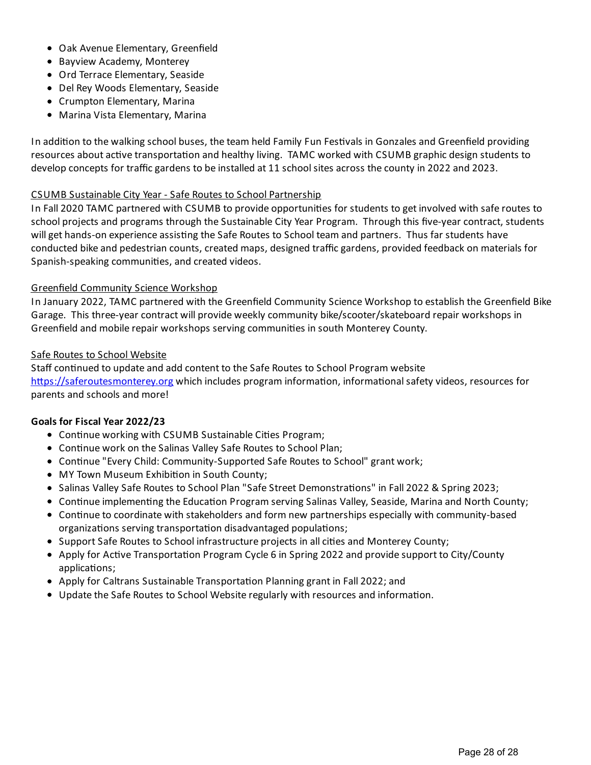- Oak Avenue Elementary, Greenfield
- Bayview Academy, Monterey
- Ord Terrace Elementary, Seaside
- Del Rey Woods Elementary, Seaside
- Crumpton Elementary, Marina
- Marina Vista Elementary, Marina

In addition to the walking school buses, the team held Family Fun Festivals in Gonzales and Greenfield providing resources about active transportation and healthy living. TAMC worked with CSUMB graphic design students to develop concepts for traffic gardens to be installed at 11 school sites across the county in 2022 and 2023.

<u>CSUMB Sustainable City Year - Safe Routes to School Partnership</u>

In Fall 2020 TAMC partnered with CSUMB to provide opportunities for students to get involved with safe routes to school projects and programs through the Sustainable City Year Program. Through this five-year contract, students will get hands-on experience assisting the Safe Routes to School team and partners. Thus far students have conducted bike and pedestrian counts, created maps, designed traffic gardens, provided feedback on materials for Spanish-speaking communities, and created videos.

<u>Greenfield Community Science Workshop</u>

In January 2022, TAMC partnered with the Greenfield Community Science Workshop to establish the Greenfield Bike Garage. This three-year contract will provide weekly community bike/scooter/skateboard repair workshops in Greenfield and mobile repair workshops serving communities in south Monterey County.

<u>Safe Routes to School Website</u>

Staff continued to update and add content to the Safe Routes to School Program website [https://saferoutesmonterey.org](https://saferoutesmonterey.org) which includes program information, informational safety videos, resources for parents and schools and more!

**Goals for Fiscal Year 2022/23**

- Continue working with CSUMB Sustainable Cities Program;
- Continue work on the Salinas Valley Safe Routes to School Plan;
- Continue "Every Child: Community-Supported Safe Routes to School" grant work;
- MY Town Museum Exhibition in South County;
- Salinas Valley Safe Routes to School Plan "Safe Street Demonstrations" in Fall 2022 & Spring 2023;
- Continue implementing the Education Program serving Salinas Valley, Seaside, Marina and North County;
- Continue to coordinate with stakeholders and form new partnerships especially with community-based organizations serving transportation disadvantaged populations;
- Support Safe Routes to School infrastructure projects in all cities and Monterey County;
- Apply for Active Transportation Program Cycle 6 in Spring 2022 and provide support to City/County applications;
- Apply for Caltrans Sustainable Transportation Planning grant in Fall 2022; and
- Update the Safe Routes to School Website regularly with resources and information.